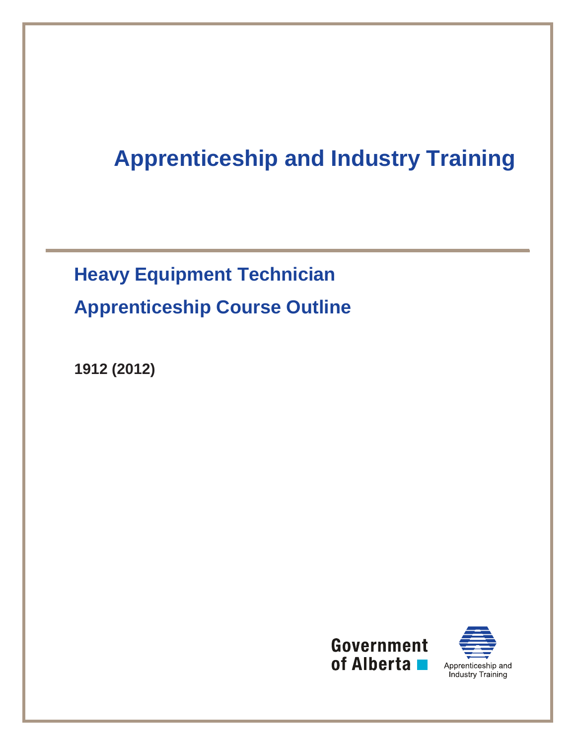# Apprenticeship and Industry Training

## Heavy Equipment Technician

## Apprenticeship Course Outline

**1912 (2012)**

Government of Alberta

Apprenticeship and Industry Training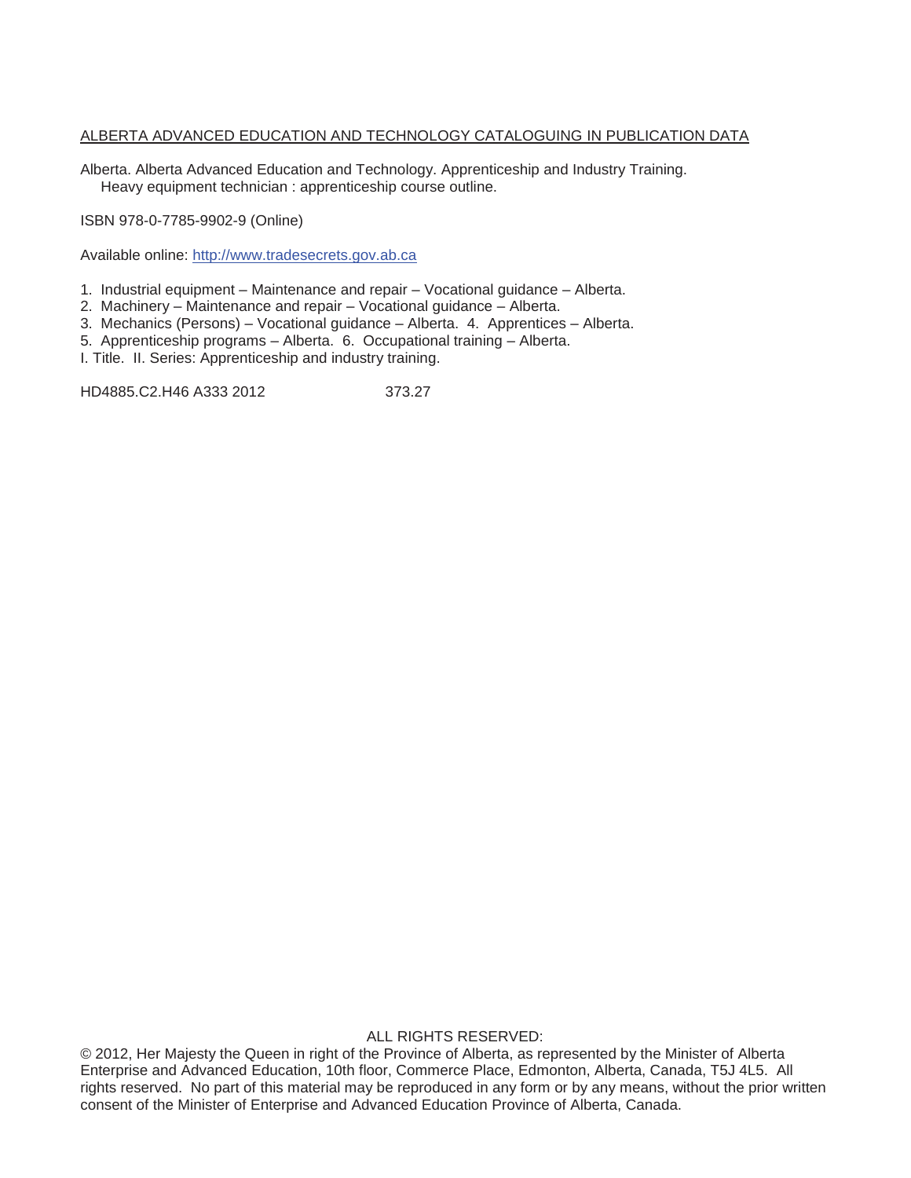ALBERTA ADVANCED EDUCATION AND TECHNOLOGY CATALOGUING IN PUBLICATION DATA

Alberta. Alberta Advanced Education and Technology. Apprenticeship and Industry Training.
Heavy equipment technician : apprenticeship course outline.

ISBN 978-0-7785-9902-9 (Online)

Available online: http://www.tradesecrets.gov.ab.ca

1. Industrial equipment – Maintenance and repair – Vocational guidance – Alberta.
2. Machinery – Maintenance and repair – Vocational guidance – Alberta.
3. Mechanics (Persons) – Vocational guidance – Alberta. 4. Apprentices – Alberta.
5. Apprenticeship programs – Alberta. 6. Occupational training – Alberta.
I. Title. II. Series: Apprenticeship and industry training.

HD4885.C2.H46 A333 2012 373.27

ALL RIGHTS RESERVED:

© 2012, Her Majesty the Queen in right of the Province of Alberta, as represented by the Minister of Alberta Enterprise and Advanced Education, 10th floor, Commerce Place, Edmonton, Alberta, Canada, T5J 4L5. All rights reserved. No part of this material may be reproduced in any form or by any means, without the prior written consent of the Minister of Enterprise and Advanced Education Province of Alberta, Canada.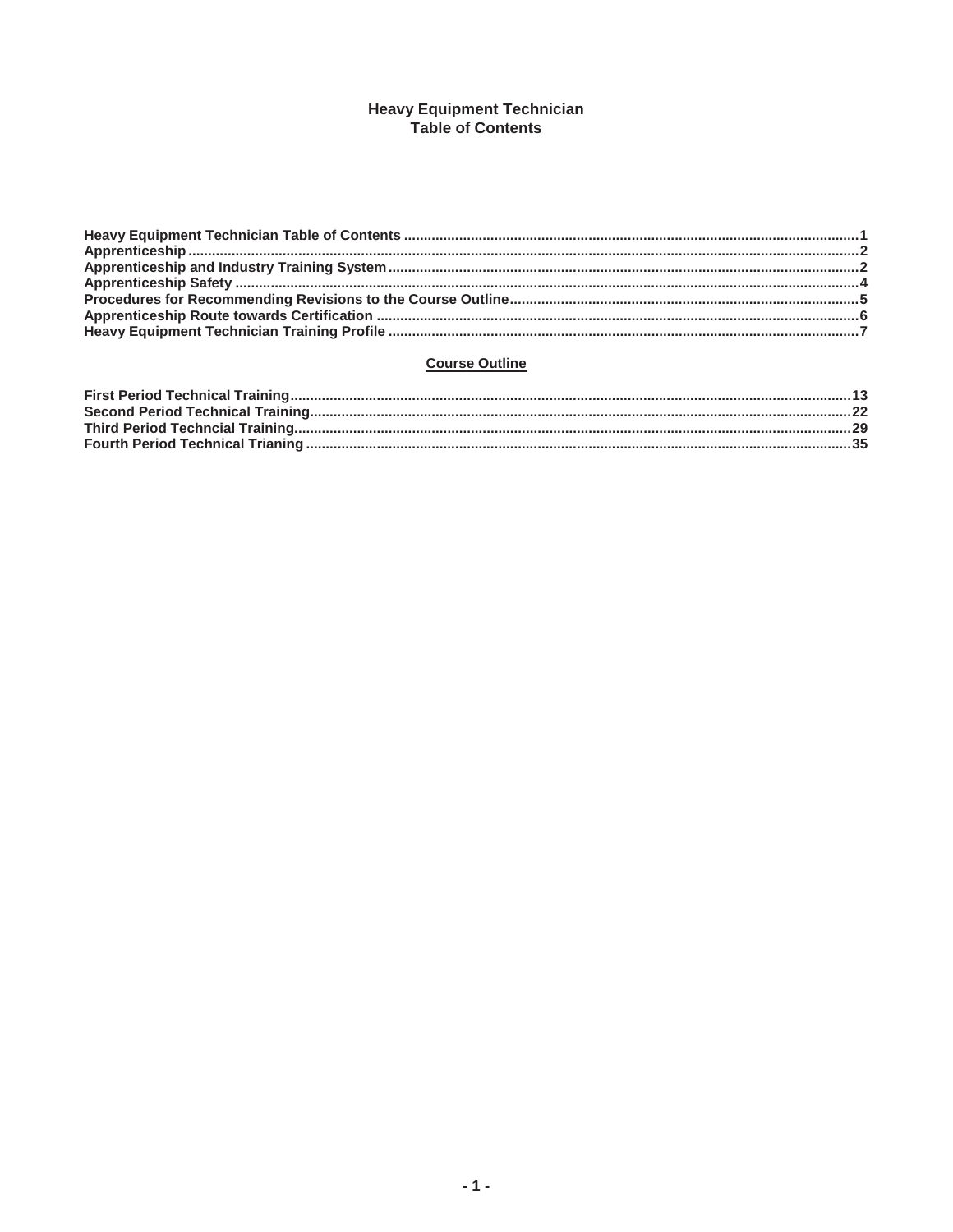# Heavy Equipment Technician
## Table of Contents

**Heavy Equipment Technician Table of Contents** .......... 1
**Apprenticeship** .......... 2
**Apprenticeship and Industry Training System** .......... 2
**Apprenticeship Safety** .......... 4
**Procedures for Recommending Revisions to the Course Outline** .......... 5
**Apprenticeship Route towards Certification** .......... 6
**Heavy Equipment Technician Training Profile** .......... 7

## Course Outline

**First Period Technical Training** .......... 13
**Second Period Technical Training** .......... 22
**Third Period Techncial Training** .......... 29
**Fourth Period Technical Trianing** .......... 35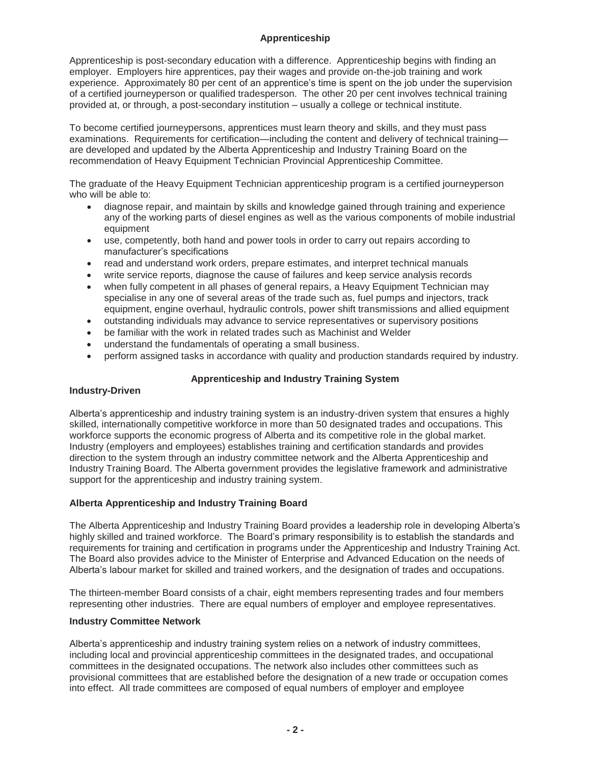## Apprenticeship

Apprenticeship is post-secondary education with a difference. Apprenticeship begins with finding an employer. Employers hire apprentices, pay their wages and provide on-the-job training and work experience. Approximately 80 per cent of an apprentice's time is spent on the job under the supervision of a certified journeyperson or qualified tradesperson. The other 20 per cent involves technical training provided at, or through, a post-secondary institution – usually a college or technical institute.

To become certified journeypersons, apprentices must learn theory and skills, and they must pass examinations. Requirements for certification—including the content and delivery of technical training—are developed and updated by the Alberta Apprenticeship and Industry Training Board on the recommendation of Heavy Equipment Technician Provincial Apprenticeship Committee.

The graduate of the Heavy Equipment Technician apprenticeship program is a certified journeyperson who will be able to:

- diagnose repair, and maintain by skills and knowledge gained through training and experience any of the working parts of diesel engines as well as the various components of mobile industrial equipment
- use, competently, both hand and power tools in order to carry out repairs according to manufacturer's specifications
- read and understand work orders, prepare estimates, and interpret technical manuals
- write service reports, diagnose the cause of failures and keep service analysis records
- when fully competent in all phases of general repairs, a Heavy Equipment Technician may specialise in any one of several areas of the trade such as, fuel pumps and injectors, track equipment, engine overhaul, hydraulic controls, power shift transmissions and allied equipment
- outstanding individuals may advance to service representatives or supervisory positions
- be familiar with the work in related trades such as Machinist and Welder
- understand the fundamentals of operating a small business.
- perform assigned tasks in accordance with quality and production standards required by industry.

## Apprenticeship and Industry Training System

### Industry-Driven

Alberta's apprenticeship and industry training system is an industry-driven system that ensures a highly skilled, internationally competitive workforce in more than 50 designated trades and occupations. This workforce supports the economic progress of Alberta and its competitive role in the global market. Industry (employers and employees) establishes training and certification standards and provides direction to the system through an industry committee network and the Alberta Apprenticeship and Industry Training Board. The Alberta government provides the legislative framework and administrative support for the apprenticeship and industry training system.

### Alberta Apprenticeship and Industry Training Board

The Alberta Apprenticeship and Industry Training Board provides a leadership role in developing Alberta's highly skilled and trained workforce. The Board's primary responsibility is to establish the standards and requirements for training and certification in programs under the Apprenticeship and Industry Training Act. The Board also provides advice to the Minister of Enterprise and Advanced Education on the needs of Alberta's labour market for skilled and trained workers, and the designation of trades and occupations.

The thirteen-member Board consists of a chair, eight members representing trades and four members representing other industries. There are equal numbers of employer and employee representatives.

### Industry Committee Network

Alberta's apprenticeship and industry training system relies on a network of industry committees, including local and provincial apprenticeship committees in the designated trades, and occupational committees in the designated occupations. The network also includes other committees such as provisional committees that are established before the designation of a new trade or occupation comes into effect. All trade committees are composed of equal numbers of employer and employee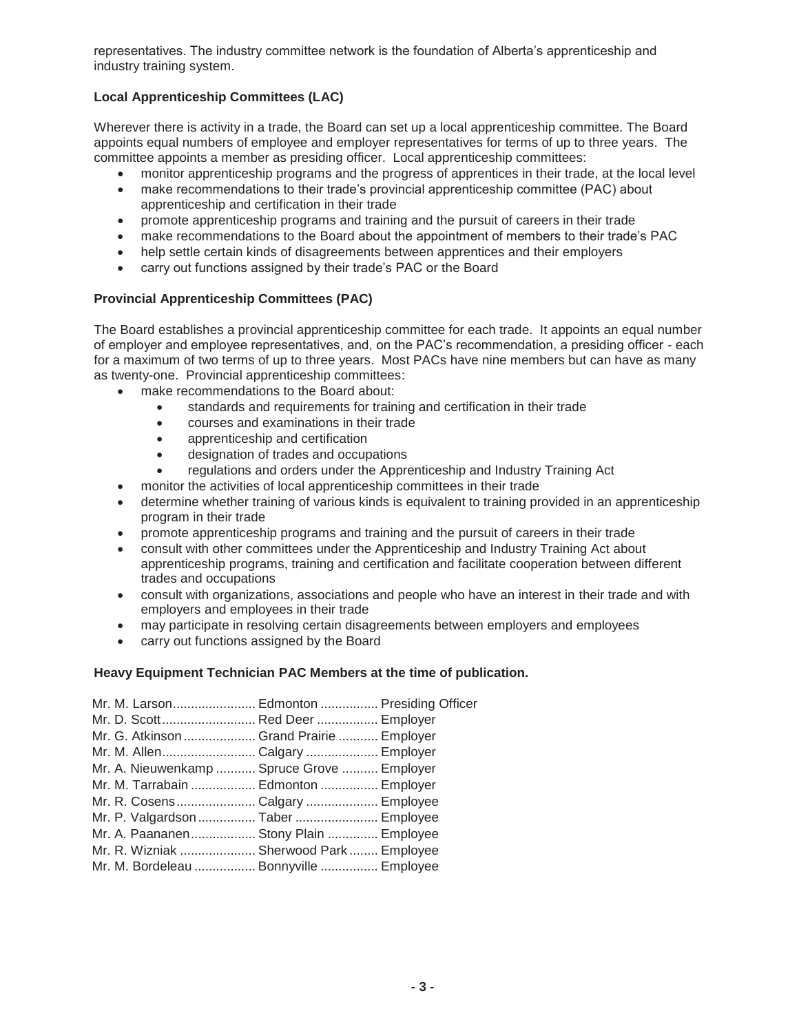representatives. The industry committee network is the foundation of Alberta's apprenticeship and industry training system.

**Local Apprenticeship Committees (LAC)**

Wherever there is activity in a trade, the Board can set up a local apprenticeship committee. The Board appoints equal numbers of employee and employer representatives for terms of up to three years. The committee appoints a member as presiding officer. Local apprenticeship committees:

- monitor apprenticeship programs and the progress of apprentices in their trade, at the local level
- make recommendations to their trade's provincial apprenticeship committee (PAC) about apprenticeship and certification in their trade
- promote apprenticeship programs and training and the pursuit of careers in their trade
- make recommendations to the Board about the appointment of members to their trade's PAC
- help settle certain kinds of disagreements between apprentices and their employers
- carry out functions assigned by their trade's PAC or the Board

**Provincial Apprenticeship Committees (PAC)**

The Board establishes a provincial apprenticeship committee for each trade. It appoints an equal number of employer and employee representatives, and, on the PAC's recommendation, a presiding officer - each for a maximum of two terms of up to three years. Most PACs have nine members but can have as many as twenty-one. Provincial apprenticeship committees:

- make recommendations to the Board about:
    - standards and requirements for training and certification in their trade
    - courses and examinations in their trade
    - apprenticeship and certification
    - designation of trades and occupations
    - regulations and orders under the Apprenticeship and Industry Training Act
- monitor the activities of local apprenticeship committees in their trade
- determine whether training of various kinds is equivalent to training provided in an apprenticeship program in their trade
- promote apprenticeship programs and training and the pursuit of careers in their trade
- consult with other committees under the Apprenticeship and Industry Training Act about apprenticeship programs, training and certification and facilitate cooperation between different trades and occupations
- consult with organizations, associations and people who have an interest in their trade and with employers and employees in their trade
- may participate in resolving certain disagreements between employers and employees
- carry out functions assigned by the Board

**Heavy Equipment Technician PAC Members at the time of publication.**

| | | |
|---|---|---|
| Mr. M. Larson | Edmonton | Presiding Officer |
| Mr. D. Scott | Red Deer | Employer |
| Mr. G. Atkinson | Grand Prairie | Employer |
| Mr. M. Allen | Calgary | Employer |
| Mr. A. Nieuwenkamp | Spruce Grove | Employer |
| Mr. M. Tarrabain | Edmonton | Employer |
| Mr. R. Cosens | Calgary | Employee |
| Mr. P. Valgardson | Taber | Employee |
| Mr. A. Paananen | Stony Plain | Employee |
| Mr. R. Wizniak | Sherwood Park | Employee |
| Mr. M. Bordeleau | Bonnyville | Employee |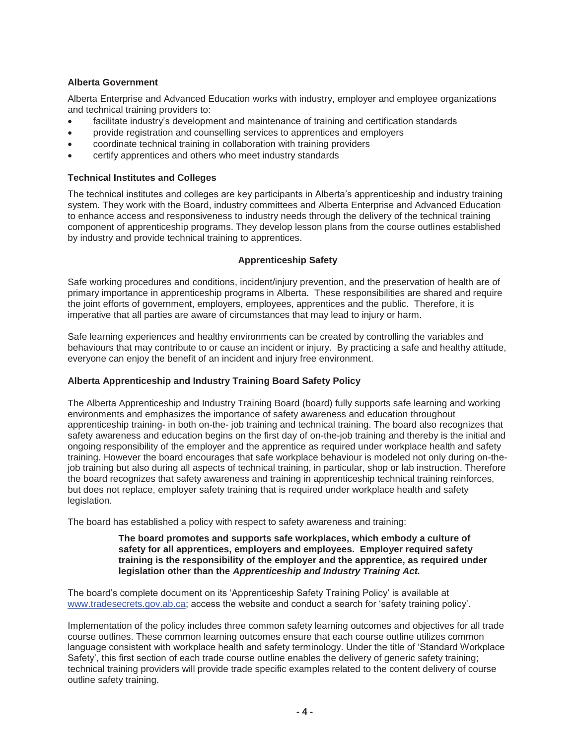**Alberta Government**

Alberta Enterprise and Advanced Education works with industry, employer and employee organizations and technical training providers to:

- facilitate industry's development and maintenance of training and certification standards
- provide registration and counselling services to apprentices and employers
- coordinate technical training in collaboration with training providers
- certify apprentices and others who meet industry standards

**Technical Institutes and Colleges**

The technical institutes and colleges are key participants in Alberta's apprenticeship and industry training system. They work with the Board, industry committees and Alberta Enterprise and Advanced Education to enhance access and responsiveness to industry needs through the delivery of the technical training component of apprenticeship programs. They develop lesson plans from the course outlines established by industry and provide technical training to apprentices.

## Apprenticeship Safety

Safe working procedures and conditions, incident/injury prevention, and the preservation of health are of primary importance in apprenticeship programs in Alberta. These responsibilities are shared and require the joint efforts of government, employers, employees, apprentices and the public. Therefore, it is imperative that all parties are aware of circumstances that may lead to injury or harm.

Safe learning experiences and healthy environments can be created by controlling the variables and behaviours that may contribute to or cause an incident or injury. By practicing a safe and healthy attitude, everyone can enjoy the benefit of an incident and injury free environment.

**Alberta Apprenticeship and Industry Training Board Safety Policy**

The Alberta Apprenticeship and Industry Training Board (board) fully supports safe learning and working environments and emphasizes the importance of safety awareness and education throughout apprenticeship training- in both on-the- job training and technical training. The board also recognizes that safety awareness and education begins on the first day of on-the-job training and thereby is the initial and ongoing responsibility of the employer and the apprentice as required under workplace health and safety training. However the board encourages that safe workplace behaviour is modeled not only during on-the-job training but also during all aspects of technical training, in particular, shop or lab instruction. Therefore the board recognizes that safety awareness and training in apprenticeship technical training reinforces, but does not replace, employer safety training that is required under workplace health and safety legislation.

The board has established a policy with respect to safety awareness and training:

> **The board promotes and supports safe workplaces, which embody a culture of safety for all apprentices, employers and employees. Employer required safety training is the responsibility of the employer and the apprentice, as required under legislation other than the *Apprenticeship and Industry Training Act.***

The board's complete document on its 'Apprenticeship Safety Training Policy' is available at www.tradesecrets.gov.ab.ca; access the website and conduct a search for 'safety training policy'.

Implementation of the policy includes three common safety learning outcomes and objectives for all trade course outlines. These common learning outcomes ensure that each course outline utilizes common language consistent with workplace health and safety terminology. Under the title of 'Standard Workplace Safety', this first section of each trade course outline enables the delivery of generic safety training; technical training providers will provide trade specific examples related to the content delivery of course outline safety training.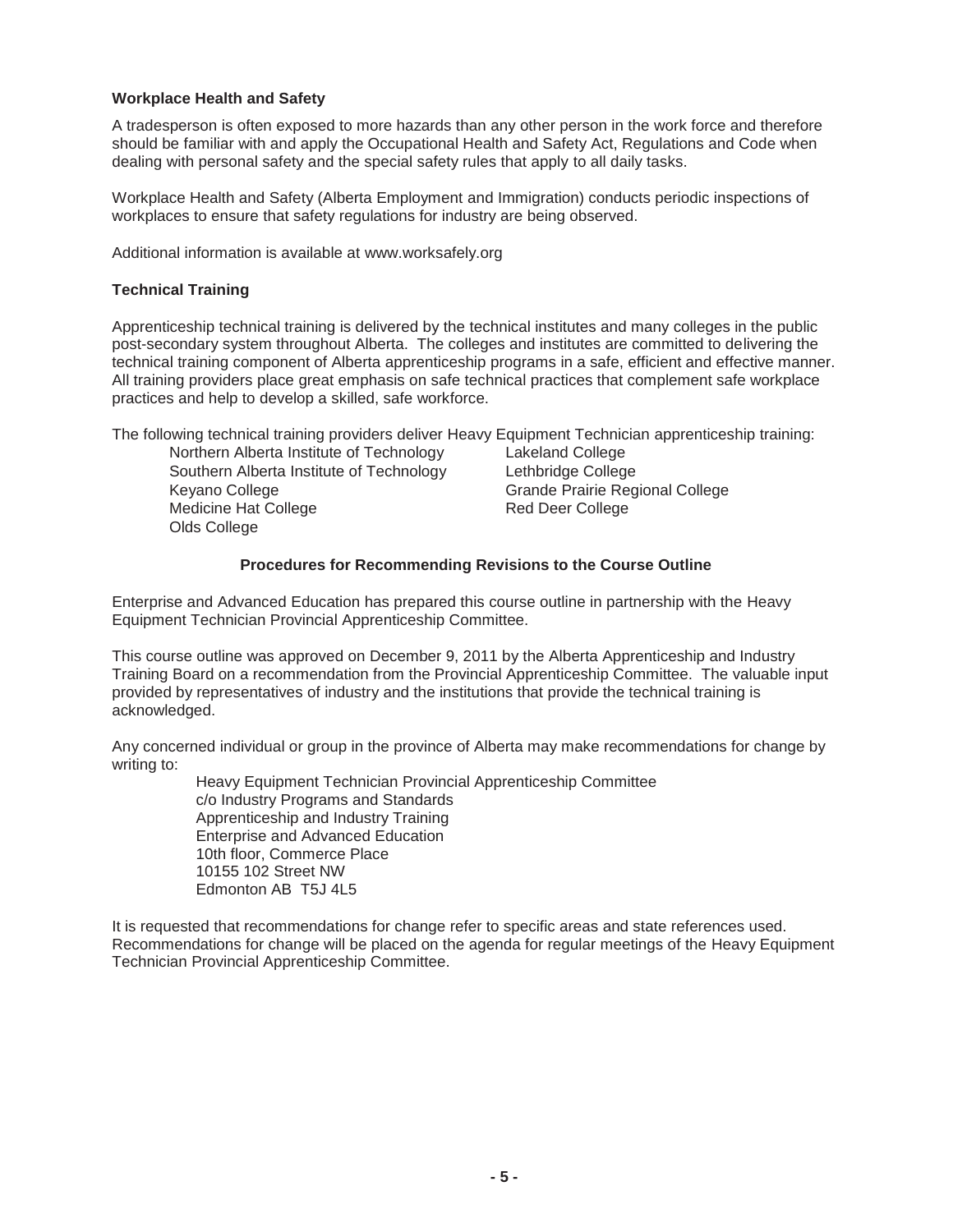### Workplace Health and Safety

A tradesperson is often exposed to more hazards than any other person in the work force and therefore should be familiar with and apply the Occupational Health and Safety Act, Regulations and Code when dealing with personal safety and the special safety rules that apply to all daily tasks.

Workplace Health and Safety (Alberta Employment and Immigration) conducts periodic inspections of workplaces to ensure that safety regulations for industry are being observed.

Additional information is available at www.worksafely.org

### Technical Training

Apprenticeship technical training is delivered by the technical institutes and many colleges in the public post-secondary system throughout Alberta. The colleges and institutes are committed to delivering the technical training component of Alberta apprenticeship programs in a safe, efficient and effective manner. All training providers place great emphasis on safe technical practices that complement safe workplace practices and help to develop a skilled, safe workforce.

The following technical training providers deliver Heavy Equipment Technician apprenticeship training:

- Northern Alberta Institute of Technology
- Southern Alberta Institute of Technology
- Keyano College
- Medicine Hat College
- Olds College
- Lakeland College
- Lethbridge College
- Grande Prairie Regional College
- Red Deer College

### Procedures for Recommending Revisions to the Course Outline

Enterprise and Advanced Education has prepared this course outline in partnership with the Heavy Equipment Technician Provincial Apprenticeship Committee.

This course outline was approved on December 9, 2011 by the Alberta Apprenticeship and Industry Training Board on a recommendation from the Provincial Apprenticeship Committee. The valuable input provided by representatives of industry and the institutions that provide the technical training is acknowledged.

Any concerned individual or group in the province of Alberta may make recommendations for change by writing to:

Heavy Equipment Technician Provincial Apprenticeship Committee
c/o Industry Programs and Standards
Apprenticeship and Industry Training
Enterprise and Advanced Education
10th floor, Commerce Place
10155 102 Street NW
Edmonton AB T5J 4L5

It is requested that recommendations for change refer to specific areas and state references used. Recommendations for change will be placed on the agenda for regular meetings of the Heavy Equipment Technician Provincial Apprenticeship Committee.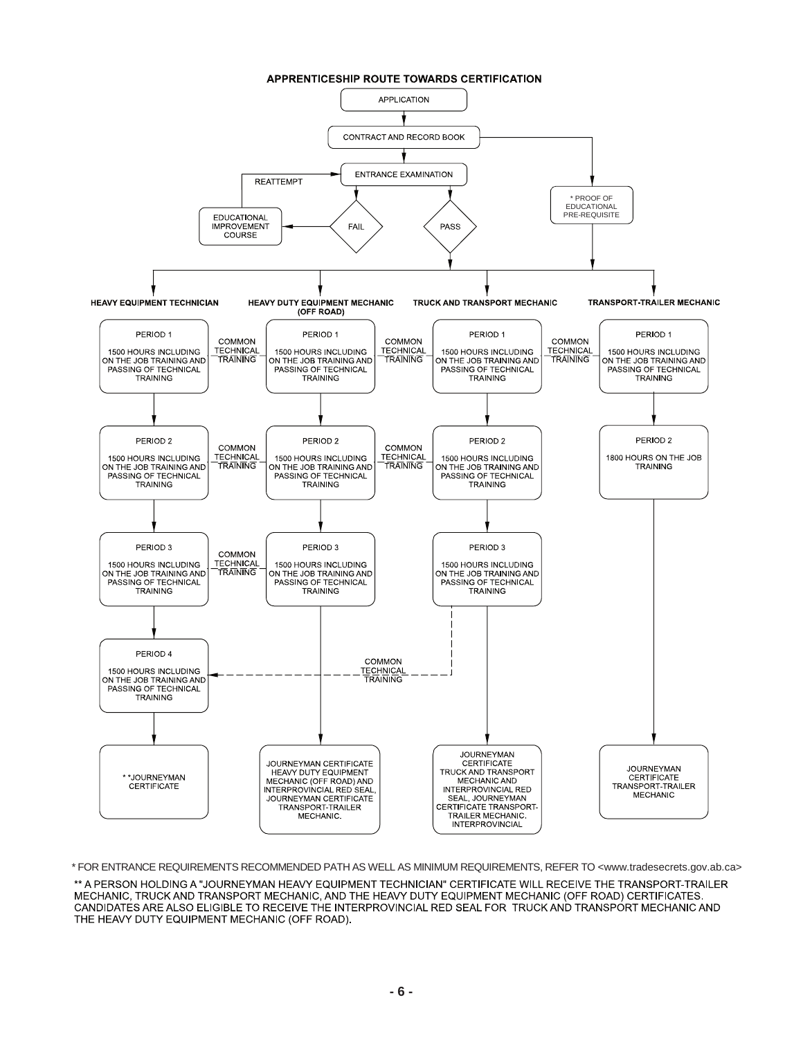## APPRENTICESHIP ROUTE TOWARDS CERTIFICATION

APPLICATION

CONTRACT AND RECORD BOOK

ENTRANCE EXAMINATION

REATTEMPT

EDUCATIONAL IMPROVEMENT COURSE

FAIL

PASS

* PROOF OF EDUCATIONAL PRE-REQUISITE

| HEAVY EQUIPMENT TECHNICIAN | | HEAVY DUTY EQUIPMENT MECHANIC (OFF ROAD) | | TRUCK AND TRANSPORT MECHANIC | | TRANSPORT-TRAILER MECHANIC |
|---|---|---|---|---|---|---|
| PERIOD 1<br>1500 HOURS INCLUDING ON THE JOB TRAINING AND PASSING OF TECHNICAL TRAINING | COMMON TECHNICAL TRAINING | PERIOD 1<br>1500 HOURS INCLUDING ON THE JOB TRAINING AND PASSING OF TECHNICAL TRAINING | COMMON TECHNICAL TRAINING | PERIOD 1<br>1500 HOURS INCLUDING ON THE JOB TRAINING AND PASSING OF TECHNICAL TRAINING | COMMON TECHNICAL TRAINING | PERIOD 1<br>1500 HOURS INCLUDING ON THE JOB TRAINING AND PASSING OF TECHNICAL TRAINING |
| PERIOD 2<br>1500 HOURS INCLUDING ON THE JOB TRAINING AND PASSING OF TECHNICAL TRAINING | COMMON TECHNICAL TRAINING | PERIOD 2<br>1500 HOURS INCLUDING ON THE JOB TRAINING AND PASSING OF TECHNICAL TRAINING | COMMON TECHNICAL TRAINING | PERIOD 2<br>1500 HOURS INCLUDING ON THE JOB TRAINING AND PASSING OF TECHNICAL TRAINING | | PERIOD 2<br>1800 HOURS ON THE JOB TRAINING |
| PERIOD 3<br>1500 HOURS INCLUDING ON THE JOB TRAINING AND PASSING OF TECHNICAL TRAINING | COMMON TECHNICAL TRAINING | PERIOD 3<br>1500 HOURS INCLUDING ON THE JOB TRAINING AND PASSING OF TECHNICAL TRAINING | | PERIOD 3<br>1500 HOURS INCLUDING ON THE JOB TRAINING AND PASSING OF TECHNICAL TRAINING | | |
| PERIOD 4<br>1500 HOURS INCLUDING ON THE JOB TRAINING AND PASSING OF TECHNICAL TRAINING | | | COMMON TECHNICAL TRAINING (Truck and Transport Mechanic Period 3 to Heavy Equipment Technician Period 4) | | | |
| **JOURNEYMAN CERTIFICATE | | JOURNEYMAN CERTIFICATE HEAVY DUTY EQUIPMENT MECHANIC (OFF ROAD) AND INTERPROVINCIAL RED SEAL, JOURNEYMAN CERTIFICATE TRANSPORT-TRAILER MECHANIC. | | JOURNEYMAN CERTIFICATE TRUCK AND TRANSPORT MECHANIC AND INTERPROVINCIAL RED SEAL, JOURNEYMAN CERTIFICATE TRANSPORT-TRAILER MECHANIC, INTERPROVINCIAL | | JOURNEYMAN CERTIFICATE TRANSPORT-TRAILER MECHANIC |

* FOR ENTRANCE REQUIREMENTS RECOMMENDED PATH AS WELL AS MINIMUM REQUIREMENTS, REFER TO <www.tradesecrets.gov.ab.ca>

** A PERSON HOLDING A "JOURNEYMAN HEAVY EQUIPMENT TECHNICIAN" CERTIFICATE WILL RECEIVE THE TRANSPORT-TRAILER MECHANIC, TRUCK AND TRANSPORT MECHANIC, AND THE HEAVY DUTY EQUIPMENT MECHANIC (OFF ROAD) CERTIFICATES. CANDIDATES ARE ALSO ELIGIBLE TO RECEIVE THE INTERPROVINCIAL RED SEAL FOR TRUCK AND TRANSPORT MECHANIC AND THE HEAVY DUTY EQUIPMENT MECHANIC (OFF ROAD).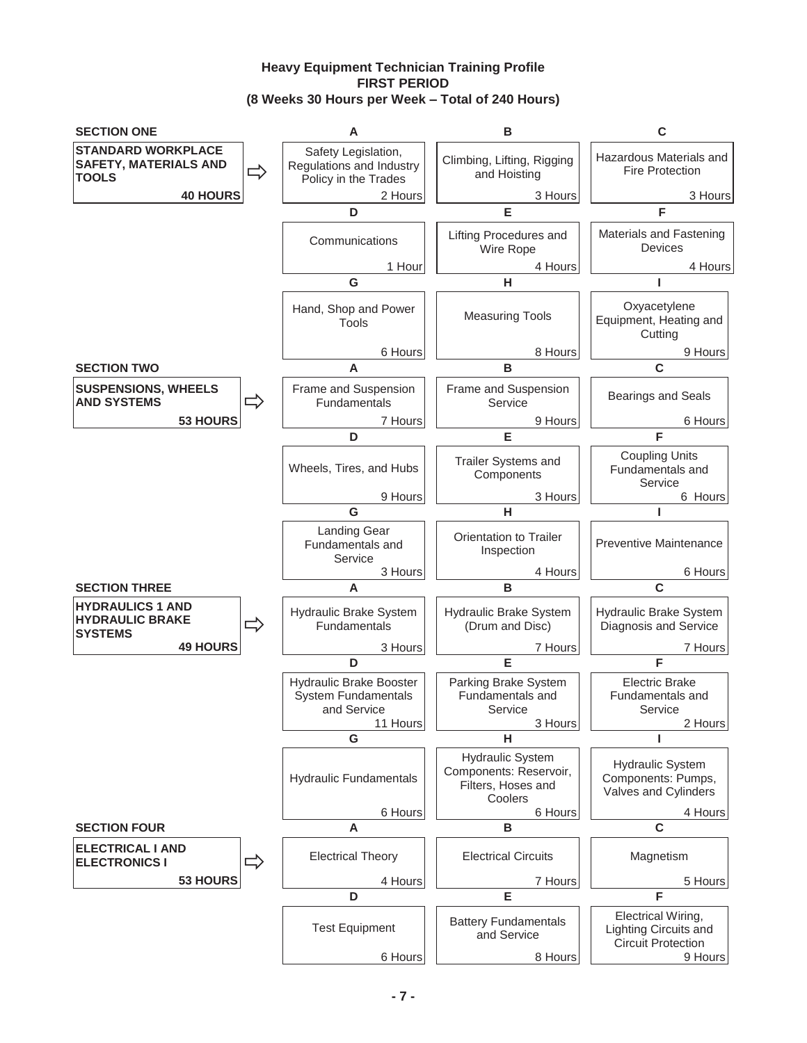**Heavy Equipment Technician Training Profile**
**FIRST PERIOD**
**(8 Weeks 30 Hours per Week – Total of 240 Hours)**

## SECTION ONE

**STANDARD WORKPLACE SAFETY, MATERIALS AND TOOLS** — **40 HOURS**

| | Topic | Hours |
|---|---|---|
| A | Safety Legislation, Regulations and Industry Policy in the Trades | 2 Hours |
| B | Climbing, Lifting, Rigging and Hoisting | 3 Hours |
| C | Hazardous Materials and Fire Protection | 3 Hours |
| D | Communications | 1 Hour |
| E | Lifting Procedures and Wire Rope | 4 Hours |
| F | Materials and Fastening Devices | 4 Hours |
| G | Hand, Shop and Power Tools | 6 Hours |
| H | Measuring Tools | 8 Hours |
| I | Oxyacetylene Equipment, Heating and Cutting | 9 Hours |

## SECTION TWO

**SUSPENSIONS, WHEELS AND SYSTEMS** — **53 HOURS**

| | Topic | Hours |
|---|---|---|
| A | Frame and Suspension Fundamentals | 7 Hours |
| B | Frame and Suspension Service | 9 Hours |
| C | Bearings and Seals | 6 Hours |
| D | Wheels, Tires, and Hubs | 9 Hours |
| E | Trailer Systems and Components | 3 Hours |
| F | Coupling Units Fundamentals and Service | 6 Hours |
| G | Landing Gear Fundamentals and Service | 3 Hours |
| H | Orientation to Trailer Inspection | 4 Hours |
| I | Preventive Maintenance | 6 Hours |

## SECTION THREE

**HYDRAULICS 1 AND HYDRAULIC BRAKE SYSTEMS** — **49 HOURS**

| | Topic | Hours |
|---|---|---|
| A | Hydraulic Brake System Fundamentals | 3 Hours |
| B | Hydraulic Brake System (Drum and Disc) | 7 Hours |
| C | Hydraulic Brake System Diagnosis and Service | 7 Hours |
| D | Hydraulic Brake Booster System Fundamentals and Service | 11 Hours |
| E | Parking Brake System Fundamentals and Service | 3 Hours |
| F | Electric Brake Fundamentals and Service | 2 Hours |
| G | Hydraulic Fundamentals | 6 Hours |
| H | Hydraulic System Components: Reservoir, Filters, Hoses and Coolers | 6 Hours |
| I | Hydraulic System Components: Pumps, Valves and Cylinders | 4 Hours |

## SECTION FOUR

**ELECTRICAL I AND ELECTRONICS I** — **53 HOURS**

| | Topic | Hours |
|---|---|---|
| A | Electrical Theory | 4 Hours |
| B | Electrical Circuits | 7 Hours |
| C | Magnetism | 5 Hours |
| D | Test Equipment | 6 Hours |
| E | Battery Fundamentals and Service | 8 Hours |
| F | Electrical Wiring, Lighting Circuits and Circuit Protection | 9 Hours |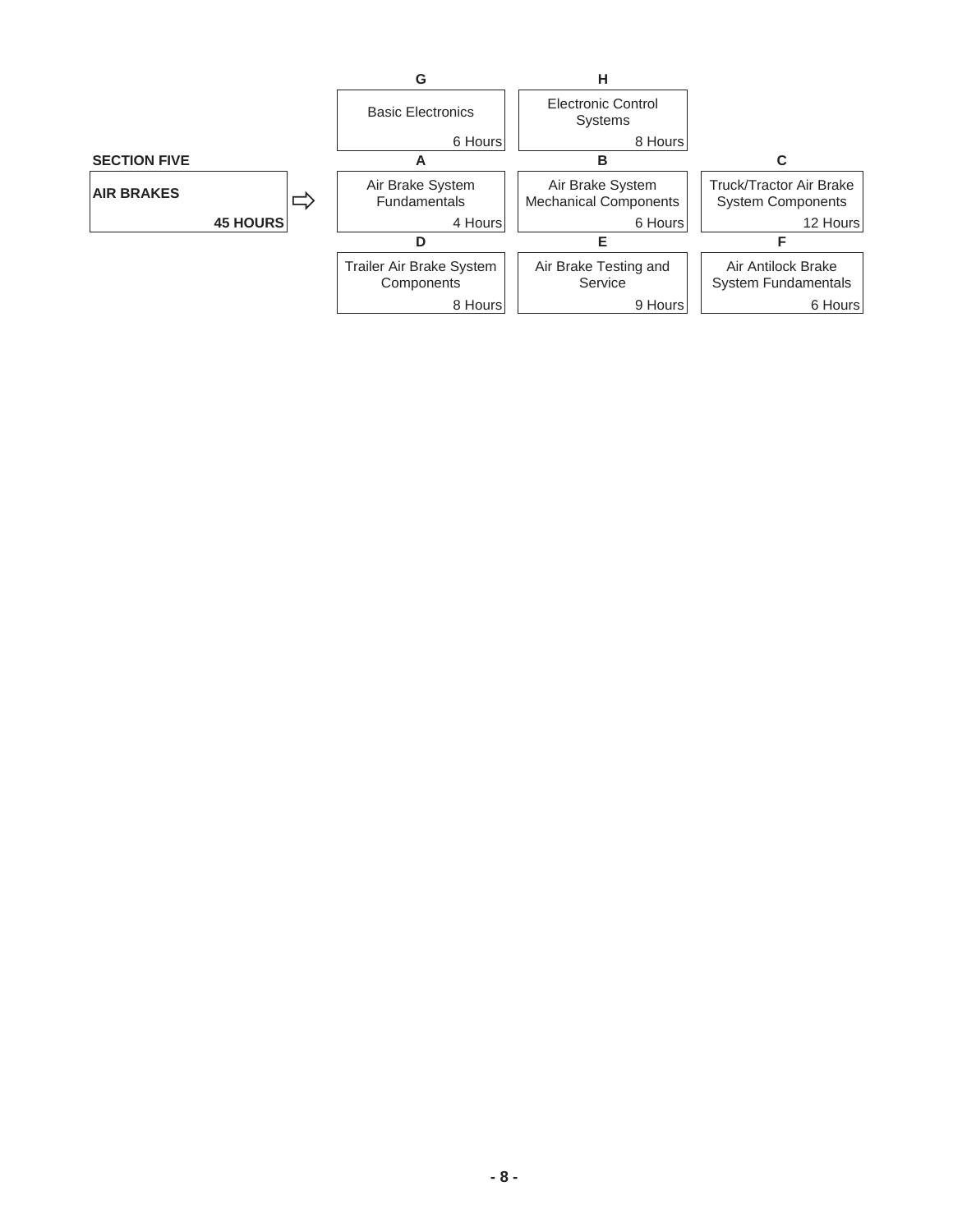**SECTION FIVE**

**AIR BRAKES**

**45 HOURS**

| | Title | Hours |
|---|---|---|
| A | Air Brake System Fundamentals | 4 Hours |
| B | Air Brake System Mechanical Components | 6 Hours |
| C | Truck/Tractor Air Brake System Components | 12 Hours |
| D | Trailer Air Brake System Components | 8 Hours |
| E | Air Brake Testing and Service | 9 Hours |
| F | Air Antilock Brake System Fundamentals | 6 Hours |
| G | Basic Electronics | 6 Hours |
| H | Electronic Control Systems | 8 Hours |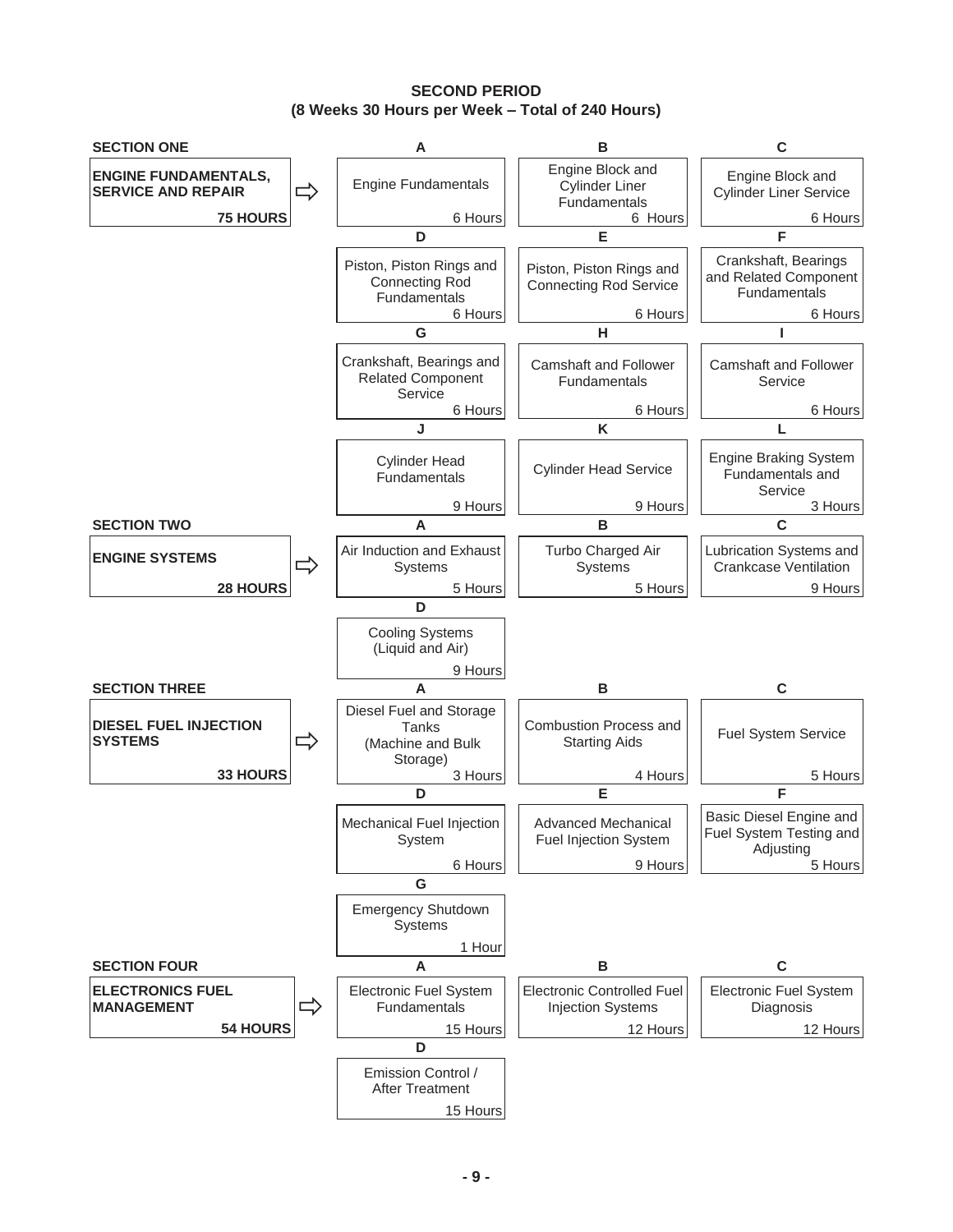## SECOND PERIOD
### (8 Weeks 30 Hours per Week – Total of 240 Hours)

**SECTION ONE**

**ENGINE FUNDAMENTALS, SERVICE AND REPAIR** — **75 HOURS**

| | Topic | Hours |
|---|---|---|
| A | Engine Fundamentals | 6 Hours |
| B | Engine Block and Cylinder Liner Fundamentals | 6 Hours |
| C | Engine Block and Cylinder Liner Service | 6 Hours |
| D | Piston, Piston Rings and Connecting Rod Fundamentals | 6 Hours |
| E | Piston, Piston Rings and Connecting Rod Service | 6 Hours |
| F | Crankshaft, Bearings and Related Component Fundamentals | 6 Hours |
| G | Crankshaft, Bearings and Related Component Service | 6 Hours |
| H | Camshaft and Follower Fundamentals | 6 Hours |
| I | Camshaft and Follower Service | 6 Hours |
| J | Cylinder Head Fundamentals | 9 Hours |
| K | Cylinder Head Service | 9 Hours |
| L | Engine Braking System Fundamentals and Service | 3 Hours |

**SECTION TWO**

**ENGINE SYSTEMS** — **28 HOURS**

| | Topic | Hours |
|---|---|---|
| A | Air Induction and Exhaust Systems | 5 Hours |
| B | Turbo Charged Air Systems | 5 Hours |
| C | Lubrication Systems and Crankcase Ventilation | 9 Hours |
| D | Cooling Systems (Liquid and Air) | 9 Hours |

**SECTION THREE**

**DIESEL FUEL INJECTION SYSTEMS** — **33 HOURS**

| | Topic | Hours |
|---|---|---|
| A | Diesel Fuel and Storage Tanks (Machine and Bulk Storage) | 3 Hours |
| B | Combustion Process and Starting Aids | 4 Hours |
| C | Fuel System Service | 5 Hours |
| D | Mechanical Fuel Injection System | 6 Hours |
| E | Advanced Mechanical Fuel Injection System | 9 Hours |
| F | Basic Diesel Engine and Fuel System Testing and Adjusting | 5 Hours |
| G | Emergency Shutdown Systems | 1 Hour |

**SECTION FOUR**

**ELECTRONICS FUEL MANAGEMENT** — **54 HOURS**

| | Topic | Hours |
|---|---|---|
| A | Electronic Fuel System Fundamentals | 15 Hours |
| B | Electronic Controlled Fuel Injection Systems | 12 Hours |
| C | Electronic Fuel System Diagnosis | 12 Hours |
| D | Emission Control / After Treatment | 15 Hours |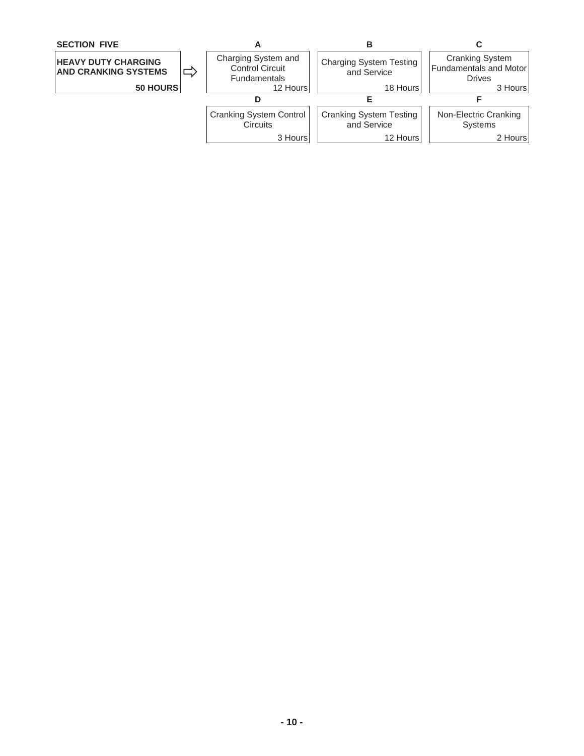**SECTION FIVE**

**HEAVY DUTY CHARGING AND CRANKING SYSTEMS** — **50 HOURS**

| A | B | C |
|---|---|---|
| Charging System and Control Circuit Fundamentals — 12 Hours | Charging System Testing and Service — 18 Hours | Cranking System Fundamentals and Motor Drives — 3 Hours |
| **D** | **E** | **F** |
| Cranking System Control Circuits — 3 Hours | Cranking System Testing and Service — 12 Hours | Non-Electric Cranking Systems — 2 Hours |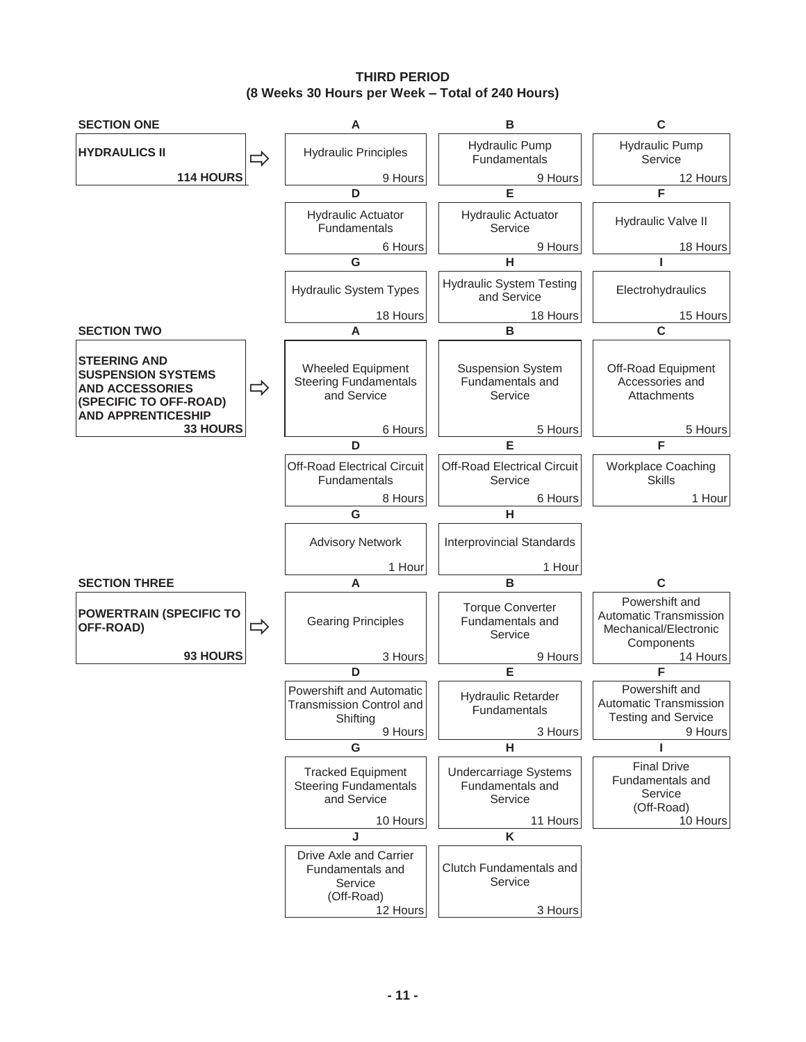# THIRD PERIOD
## (8 Weeks 30 Hours per Week – Total of 240 Hours)

### SECTION ONE

**HYDRAULICS II** — **114 HOURS**

| | Topic | Hours |
|---|---|---|
| A | Hydraulic Principles | 9 Hours |
| B | Hydraulic Pump Fundamentals | 9 Hours |
| C | Hydraulic Pump Service | 12 Hours |
| D | Hydraulic Actuator Fundamentals | 6 Hours |
| E | Hydraulic Actuator Service | 9 Hours |
| F | Hydraulic Valve II | 18 Hours |
| G | Hydraulic System Types | 18 Hours |
| H | Hydraulic System Testing and Service | 18 Hours |
| I | Electrohydraulics | 15 Hours |

### SECTION TWO

**STEERING AND SUSPENSION SYSTEMS AND ACCESSORIES (SPECIFIC TO OFF-ROAD) AND APPRENTICESHIP** — **33 HOURS**

| | Topic | Hours |
|---|---|---|
| A | Wheeled Equipment Steering Fundamentals and Service | 6 Hours |
| B | Suspension System Fundamentals and Service | 5 Hours |
| C | Off-Road Equipment Accessories and Attachments | 5 Hours |
| D | Off-Road Electrical Circuit Fundamentals | 8 Hours |
| E | Off-Road Electrical Circuit Service | 6 Hours |
| F | Workplace Coaching Skills | 1 Hour |
| G | Advisory Network | 1 Hour |
| H | Interprovincial Standards | 1 Hour |

### SECTION THREE

**POWERTRAIN (SPECIFIC TO OFF-ROAD)** — **93 HOURS**

| | Topic | Hours |
|---|---|---|
| A | Gearing Principles | 3 Hours |
| B | Torque Converter Fundamentals and Service | 9 Hours |
| C | Powershift and Automatic Transmission Mechanical/Electronic Components | 14 Hours |
| D | Powershift and Automatic Transmission Control and Shifting | 9 Hours |
| E | Hydraulic Retarder Fundamentals | 3 Hours |
| F | Powershift and Automatic Transmission Testing and Service | 9 Hours |
| G | Tracked Equipment Steering Fundamentals and Service | 10 Hours |
| H | Undercarriage Systems Fundamentals and Service | 11 Hours |
| I | Final Drive Fundamentals and Service (Off-Road) | 10 Hours |
| J | Drive Axle and Carrier Fundamentals and Service (Off-Road) | 12 Hours |
| K | Clutch Fundamentals and Service | 3 Hours |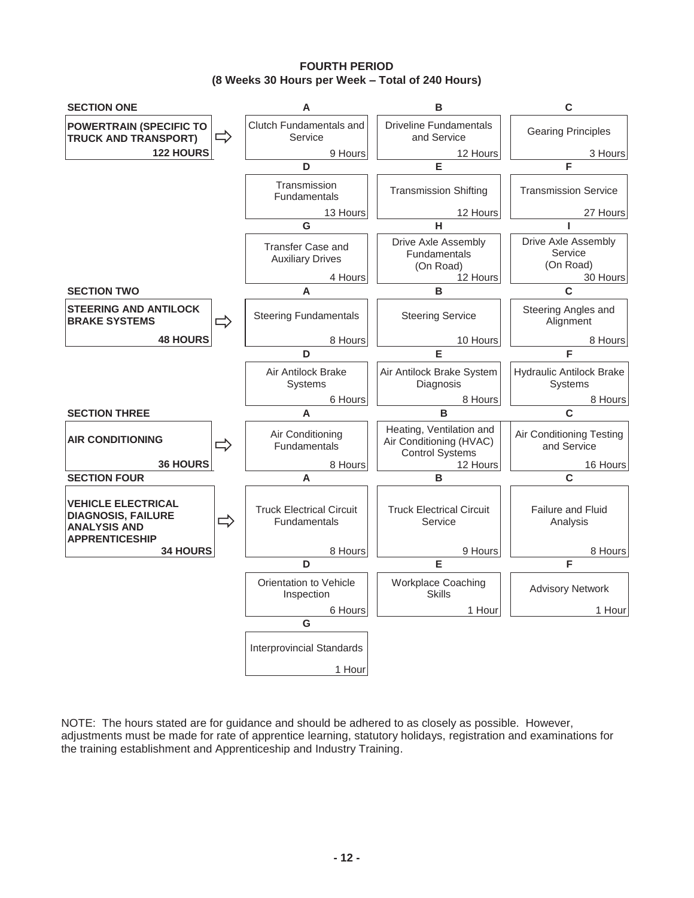## FOURTH PERIOD
## (8 Weeks 30 Hours per Week – Total of 240 Hours)

### SECTION ONE – POWERTRAIN (SPECIFIC TO TRUCK AND TRANSPORT) – 122 HOURS

| | Topic | Hours |
|---|---|---|
| A | Clutch Fundamentals and Service | 9 Hours |
| B | Driveline Fundamentals and Service | 12 Hours |
| C | Gearing Principles | 3 Hours |
| D | Transmission Fundamentals | 13 Hours |
| E | Transmission Shifting | 12 Hours |
| F | Transmission Service | 27 Hours |
| G | Transfer Case and Auxiliary Drives | 4 Hours |
| H | Drive Axle Assembly Fundamentals (On Road) | 12 Hours |
| I | Drive Axle Assembly Service (On Road) | 30 Hours |

### SECTION TWO – STEERING AND ANTILOCK BRAKE SYSTEMS – 48 HOURS

| | Topic | Hours |
|---|---|---|
| A | Steering Fundamentals | 8 Hours |
| B | Steering Service | 10 Hours |
| C | Steering Angles and Alignment | 8 Hours |
| D | Air Antilock Brake Systems | 6 Hours |
| E | Air Antilock Brake System Diagnosis | 8 Hours |
| F | Hydraulic Antilock Brake Systems | 8 Hours |

### SECTION THREE – AIR CONDITIONING – 36 HOURS

| | Topic | Hours |
|---|---|---|
| A | Air Conditioning Fundamentals | 8 Hours |
| B | Heating, Ventilation and Air Conditioning (HVAC) Control Systems | 12 Hours |
| C | Air Conditioning Testing and Service | 16 Hours |

### SECTION FOUR – VEHICLE ELECTRICAL DIAGNOSIS, FAILURE ANALYSIS AND APPRENTICESHIP – 34 HOURS

| | Topic | Hours |
|---|---|---|
| A | Truck Electrical Circuit Fundamentals | 8 Hours |
| B | Truck Electrical Circuit Service | 9 Hours |
| C | Failure and Fluid Analysis | 8 Hours |
| D | Orientation to Vehicle Inspection | 6 Hours |
| E | Workplace Coaching Skills | 1 Hour |
| F | Advisory Network | 1 Hour |
| G | Interprovincial Standards | 1 Hour |

NOTE: The hours stated are for guidance and should be adhered to as closely as possible. However, adjustments must be made for rate of apprentice learning, statutory holidays, registration and examinations for the training establishment and Apprenticeship and Industry Training.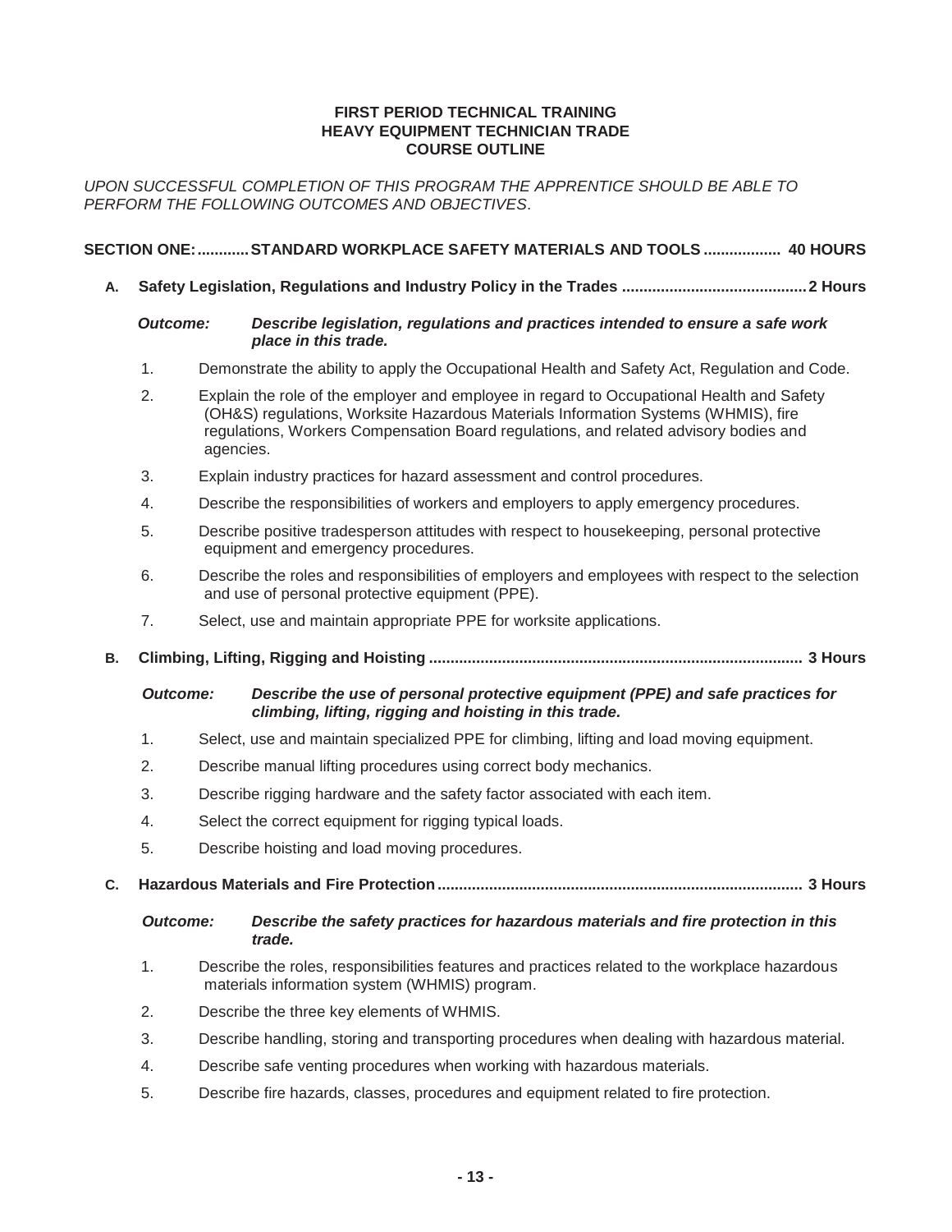**FIRST PERIOD TECHNICAL TRAINING**
**HEAVY EQUIPMENT TECHNICIAN TRADE**
**COURSE OUTLINE**

*UPON SUCCESSFUL COMPLETION OF THIS PROGRAM THE APPRENTICE SHOULD BE ABLE TO PERFORM THE FOLLOWING OUTCOMES AND OBJECTIVES*.

## SECTION ONE: ............ STANDARD WORKPLACE SAFETY MATERIALS AND TOOLS .................. 40 HOURS

### A. Safety Legislation, Regulations and Industry Policy in the Trades ........................................... 2 Hours

***Outcome:*** ***Describe legislation, regulations and practices intended to ensure a safe work place in this trade.***

1. Demonstrate the ability to apply the Occupational Health and Safety Act, Regulation and Code.
2. Explain the role of the employer and employee in regard to Occupational Health and Safety (OH&S) regulations, Worksite Hazardous Materials Information Systems (WHMIS), fire regulations, Workers Compensation Board regulations, and related advisory bodies and agencies.
3. Explain industry practices for hazard assessment and control procedures.
4. Describe the responsibilities of workers and employers to apply emergency procedures.
5. Describe positive tradesperson attitudes with respect to housekeeping, personal protective equipment and emergency procedures.
6. Describe the roles and responsibilities of employers and employees with respect to the selection and use of personal protective equipment (PPE).
7. Select, use and maintain appropriate PPE for worksite applications.

### B. Climbing, Lifting, Rigging and Hoisting ...................................................................................... 3 Hours

***Outcome:*** ***Describe the use of personal protective equipment (PPE) and safe practices for climbing, lifting, rigging and hoisting in this trade.***

1. Select, use and maintain specialized PPE for climbing, lifting and load moving equipment.
2. Describe manual lifting procedures using correct body mechanics.
3. Describe rigging hardware and the safety factor associated with each item.
4. Select the correct equipment for rigging typical loads.
5. Describe hoisting and load moving procedures.

### C. Hazardous Materials and Fire Protection .................................................................................... 3 Hours

***Outcome:*** ***Describe the safety practices for hazardous materials and fire protection in this trade.***

1. Describe the roles, responsibilities features and practices related to the workplace hazardous materials information system (WHMIS) program.
2. Describe the three key elements of WHMIS.
3. Describe handling, storing and transporting procedures when dealing with hazardous material.
4. Describe safe venting procedures when working with hazardous materials.
5. Describe fire hazards, classes, procedures and equipment related to fire protection.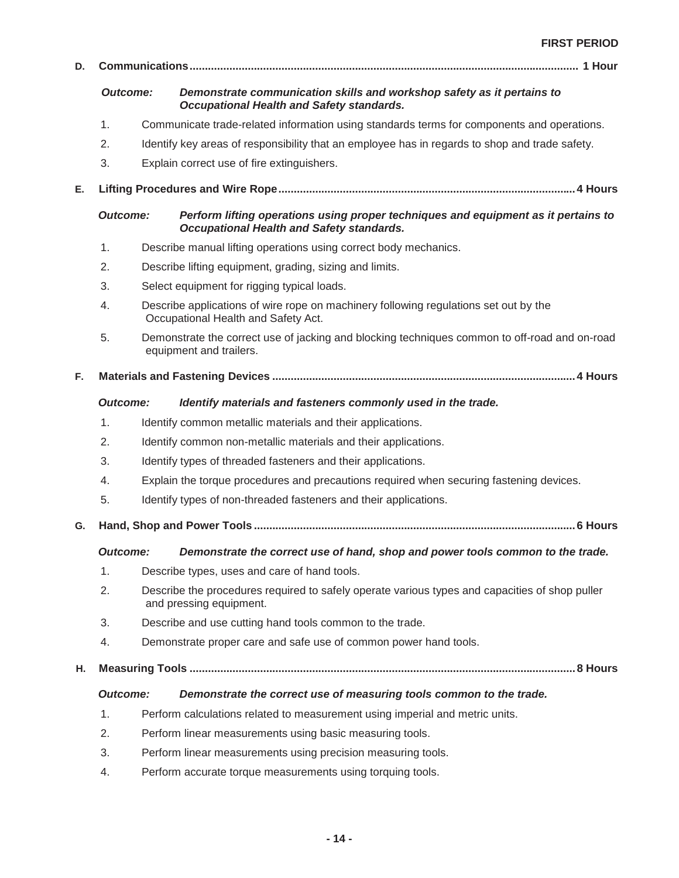**FIRST PERIOD**

**D. Communications ........................................................ 1 Hour**

***Outcome:*** ***Demonstrate communication skills and workshop safety as it pertains to Occupational Health and Safety standards.***

1. Communicate trade-related information using standards terms for components and operations.
2. Identify key areas of responsibility that an employee has in regards to shop and trade safety.
3. Explain correct use of fire extinguishers.

**E. Lifting Procedures and Wire Rope ........................................................ 4 Hours**

***Outcome:*** ***Perform lifting operations using proper techniques and equipment as it pertains to Occupational Health and Safety standards.***

1. Describe manual lifting operations using correct body mechanics.
2. Describe lifting equipment, grading, sizing and limits.
3. Select equipment for rigging typical loads.
4. Describe applications of wire rope on machinery following regulations set out by the Occupational Health and Safety Act.
5. Demonstrate the correct use of jacking and blocking techniques common to off-road and on-road equipment and trailers.

**F. Materials and Fastening Devices ........................................................ 4 Hours**

***Outcome:*** ***Identify materials and fasteners commonly used in the trade.***

1. Identify common metallic materials and their applications.
2. Identify common non-metallic materials and their applications.
3. Identify types of threaded fasteners and their applications.
4. Explain the torque procedures and precautions required when securing fastening devices.
5. Identify types of non-threaded fasteners and their applications.

**G. Hand, Shop and Power Tools ........................................................ 6 Hours**

***Outcome:*** ***Demonstrate the correct use of hand, shop and power tools common to the trade.***

1. Describe types, uses and care of hand tools.
2. Describe the procedures required to safely operate various types and capacities of shop puller and pressing equipment.
3. Describe and use cutting hand tools common to the trade.
4. Demonstrate proper care and safe use of common power hand tools.

**H. Measuring Tools ........................................................ 8 Hours**

***Outcome:*** ***Demonstrate the correct use of measuring tools common to the trade.***

1. Perform calculations related to measurement using imperial and metric units.
2. Perform linear measurements using basic measuring tools.
3. Perform linear measurements using precision measuring tools.
4. Perform accurate torque measurements using torquing tools.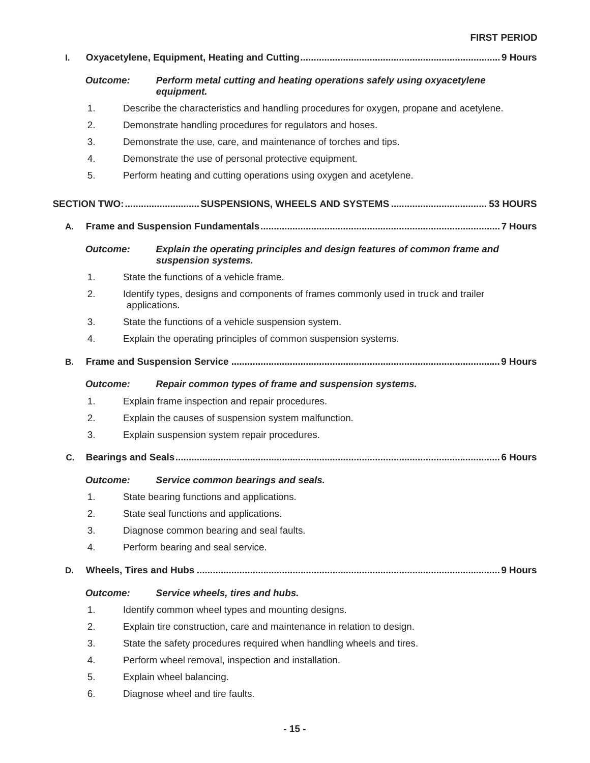**FIRST PERIOD**

**I. Oxyacetylene, Equipment, Heating and Cutting .......... 9 Hours**

***Outcome:*** ***Perform metal cutting and heating operations safely using oxyacetylene equipment.***

1. Describe the characteristics and handling procedures for oxygen, propane and acetylene.
2. Demonstrate handling procedures for regulators and hoses.
3. Demonstrate the use, care, and maintenance of torches and tips.
4. Demonstrate the use of personal protective equipment.
5. Perform heating and cutting operations using oxygen and acetylene.

## SECTION TWO: .......... SUSPENSIONS, WHEELS AND SYSTEMS .......... 53 HOURS

**A. Frame and Suspension Fundamentals .......... 7 Hours**

***Outcome:*** ***Explain the operating principles and design features of common frame and suspension systems.***

1. State the functions of a vehicle frame.
2. Identify types, designs and components of frames commonly used in truck and trailer applications.
3. State the functions of a vehicle suspension system.
4. Explain the operating principles of common suspension systems.

**B. Frame and Suspension Service .......... 9 Hours**

***Outcome:*** ***Repair common types of frame and suspension systems.***

1. Explain frame inspection and repair procedures.
2. Explain the causes of suspension system malfunction.
3. Explain suspension system repair procedures.

**C. Bearings and Seals .......... 6 Hours**

***Outcome:*** ***Service common bearings and seals.***

1. State bearing functions and applications.
2. State seal functions and applications.
3. Diagnose common bearing and seal faults.
4. Perform bearing and seal service.

**D. Wheels, Tires and Hubs .......... 9 Hours**

***Outcome:*** ***Service wheels, tires and hubs.***

1. Identify common wheel types and mounting designs.
2. Explain tire construction, care and maintenance in relation to design.
3. State the safety procedures required when handling wheels and tires.
4. Perform wheel removal, inspection and installation.
5. Explain wheel balancing.
6. Diagnose wheel and tire faults.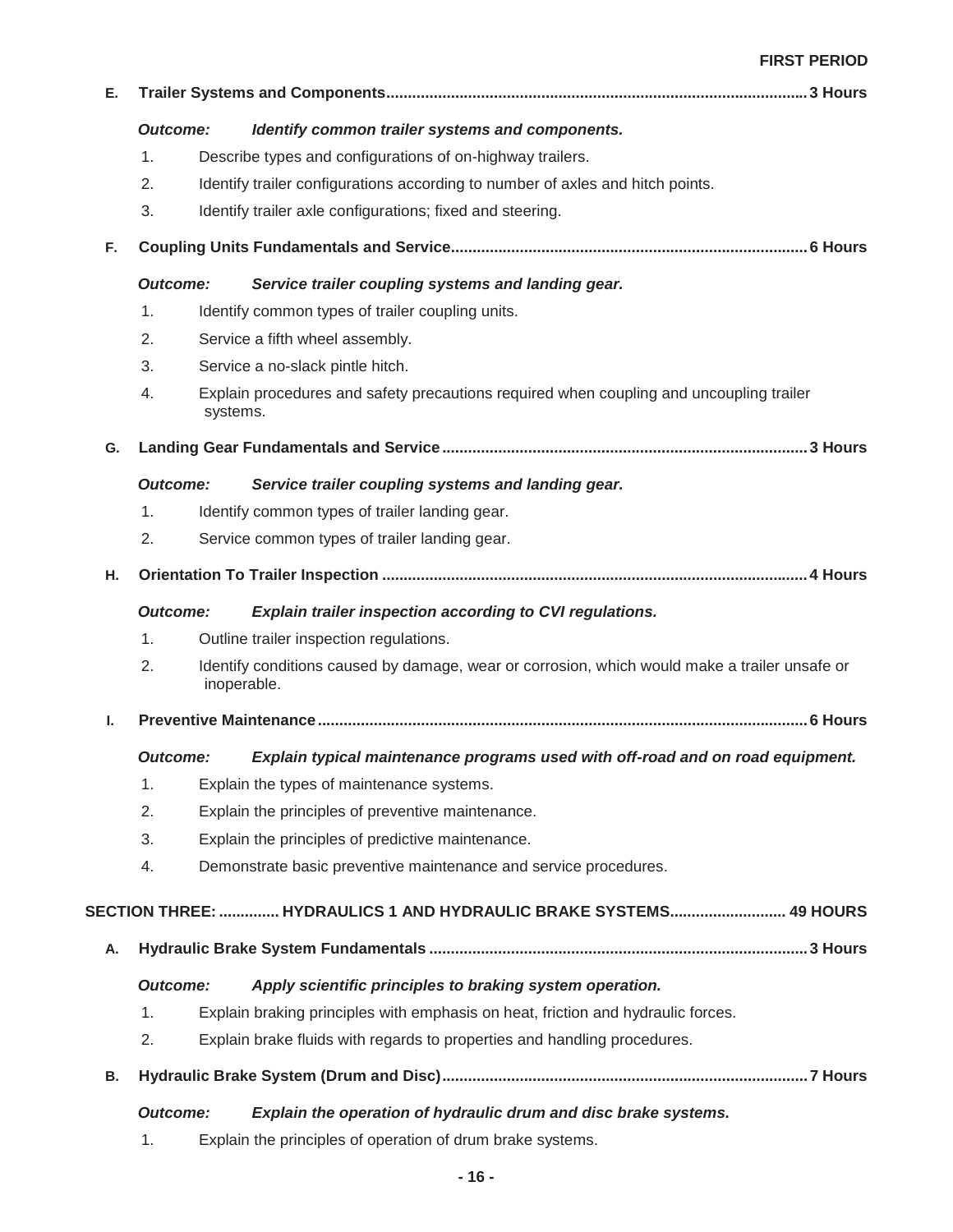**FIRST PERIOD**

**E. Trailer Systems and Components ........................................................................................ 3 Hours**

***Outcome: Identify common trailer systems and components.***

1. Describe types and configurations of on-highway trailers.
2. Identify trailer configurations according to number of axles and hitch points.
3. Identify trailer axle configurations; fixed and steering.

**F. Coupling Units Fundamentals and Service........................................................................... 6 Hours**

***Outcome: Service trailer coupling systems and landing gear.***

1. Identify common types of trailer coupling units.
2. Service a fifth wheel assembly.
3. Service a no-slack pintle hitch.
4. Explain procedures and safety precautions required when coupling and uncoupling trailer systems.

**G. Landing Gear Fundamentals and Service ............................................................................ 3 Hours**

***Outcome: Service trailer coupling systems and landing gear.***

1. Identify common types of trailer landing gear.
2. Service common types of trailer landing gear.

**H. Orientation To Trailer Inspection ......................................................................................... 4 Hours**

***Outcome: Explain trailer inspection according to CVI regulations.***

1. Outline trailer inspection regulations.
2. Identify conditions caused by damage, wear or corrosion, which would make a trailer unsafe or inoperable.

**I. Preventive Maintenance ........................................................................................................ 6 Hours**

***Outcome: Explain typical maintenance programs used with off-road and on road equipment.***

1. Explain the types of maintenance systems.
2. Explain the principles of preventive maintenance.
3. Explain the principles of predictive maintenance.
4. Demonstrate basic preventive maintenance and service procedures.

**SECTION THREE: .............. HYDRAULICS 1 AND HYDRAULIC BRAKE SYSTEMS........................... 49 HOURS**

**A. Hydraulic Brake System Fundamentals ................................................................................ 3 Hours**

***Outcome: Apply scientific principles to braking system operation.***

1. Explain braking principles with emphasis on heat, friction and hydraulic forces.
2. Explain brake fluids with regards to properties and handling procedures.

**B. Hydraulic Brake System (Drum and Disc)............................................................................. 7 Hours**

***Outcome: Explain the operation of hydraulic drum and disc brake systems.***

1. Explain the principles of operation of drum brake systems.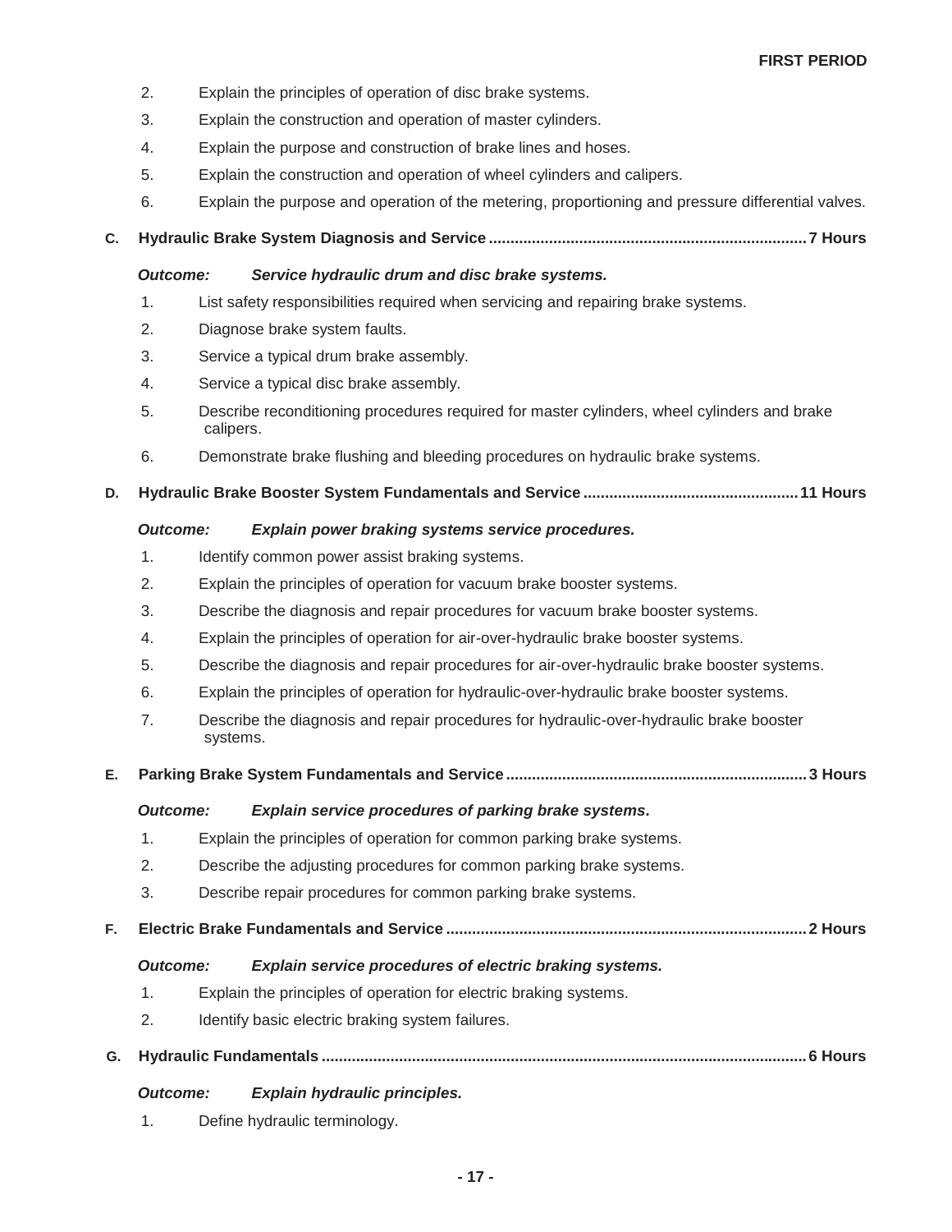2. Explain the principles of operation of disc brake systems.
3. Explain the construction and operation of master cylinders.
4. Explain the purpose and construction of brake lines and hoses.
5. Explain the construction and operation of wheel cylinders and calipers.
6. Explain the purpose and operation of the metering, proportioning and pressure differential valves.

**C. Hydraulic Brake System Diagnosis and Service ........................................................................ 7 Hours**

***Outcome: Service hydraulic drum and disc brake systems.***

1. List safety responsibilities required when servicing and repairing brake systems.
2. Diagnose brake system faults.
3. Service a typical drum brake assembly.
4. Service a typical disc brake assembly.
5. Describe reconditioning procedures required for master cylinders, wheel cylinders and brake calipers.
6. Demonstrate brake flushing and bleeding procedures on hydraulic brake systems.

**D. Hydraulic Brake Booster System Fundamentals and Service ................................................ 11 Hours**

***Outcome: Explain power braking systems service procedures.***

1. Identify common power assist braking systems.
2. Explain the principles of operation for vacuum brake booster systems.
3. Describe the diagnosis and repair procedures for vacuum brake booster systems.
4. Explain the principles of operation for air-over-hydraulic brake booster systems.
5. Describe the diagnosis and repair procedures for air-over-hydraulic brake booster systems.
6. Explain the principles of operation for hydraulic-over-hydraulic brake booster systems.
7. Describe the diagnosis and repair procedures for hydraulic-over-hydraulic brake booster systems.

**E. Parking Brake System Fundamentals and Service .................................................................... 3 Hours**

***Outcome: Explain service procedures of parking brake systems.***

1. Explain the principles of operation for common parking brake systems.
2. Describe the adjusting procedures for common parking brake systems.
3. Describe repair procedures for common parking brake systems.

**F. Electric Brake Fundamentals and Service .................................................................................. 2 Hours**

***Outcome: Explain service procedures of electric braking systems.***

1. Explain the principles of operation for electric braking systems.
2. Identify basic electric braking system failures.

**G. Hydraulic Fundamentals ............................................................................................................... 6 Hours**

***Outcome: Explain hydraulic principles.***

1. Define hydraulic terminology.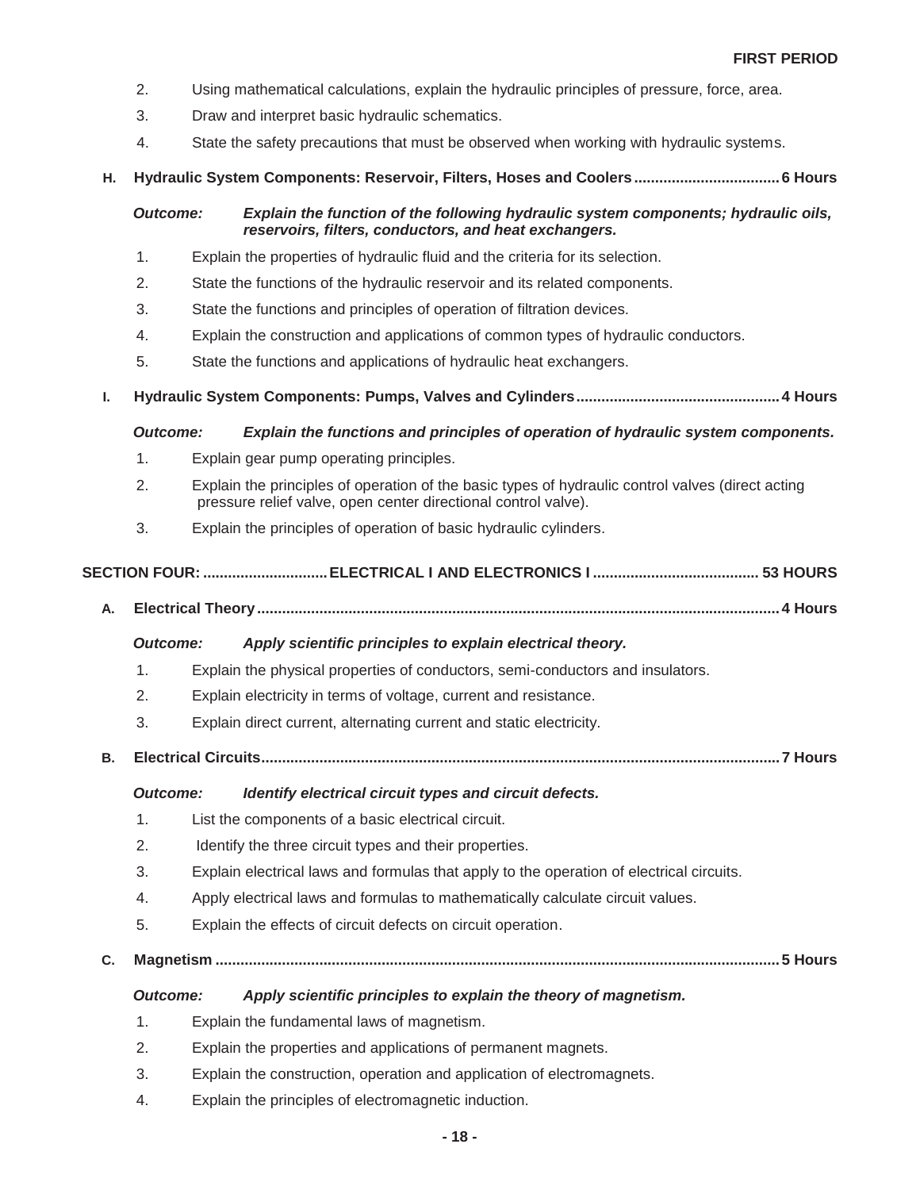2. Using mathematical calculations, explain the hydraulic principles of pressure, force, area.
3. Draw and interpret basic hydraulic schematics.
4. State the safety precautions that must be observed when working with hydraulic systems.

**H. Hydraulic System Components: Reservoir, Filters, Hoses and Coolers .................................. 6 Hours**

***Outcome:*** ***Explain the function of the following hydraulic system components; hydraulic oils, reservoirs, filters, conductors, and heat exchangers.***

1. Explain the properties of hydraulic fluid and the criteria for its selection.
2. State the functions of the hydraulic reservoir and its related components.
3. State the functions and principles of operation of filtration devices.
4. Explain the construction and applications of common types of hydraulic conductors.
5. State the functions and applications of hydraulic heat exchangers.

**I. Hydraulic System Components: Pumps, Valves and Cylinders ................................................ 4 Hours**

***Outcome:*** ***Explain the functions and principles of operation of hydraulic system components.***

1. Explain gear pump operating principles.
2. Explain the principles of operation of the basic types of hydraulic control valves (direct acting pressure relief valve, open center directional control valve).
3. Explain the principles of operation of basic hydraulic cylinders.

## SECTION FOUR: .............................. ELECTRICAL I AND ELECTRONICS I ........................................ 53 HOURS

**A. Electrical Theory ........................................................................................................................ 4 Hours**

***Outcome:*** ***Apply scientific principles to explain electrical theory.***

1. Explain the physical properties of conductors, semi-conductors and insulators.
2. Explain electricity in terms of voltage, current and resistance.
3. Explain direct current, alternating current and static electricity.

**B. Electrical Circuits ........................................................................................................................ 7 Hours**

***Outcome:*** ***Identify electrical circuit types and circuit defects.***

1. List the components of a basic electrical circuit.
2. Identify the three circuit types and their properties.
3. Explain electrical laws and formulas that apply to the operation of electrical circuits.
4. Apply electrical laws and formulas to mathematically calculate circuit values.
5. Explain the effects of circuit defects on circuit operation.

**C. Magnetism ...................................................................................................................................... 5 Hours**

***Outcome:*** ***Apply scientific principles to explain the theory of magnetism.***

1. Explain the fundamental laws of magnetism.
2. Explain the properties and applications of permanent magnets.
3. Explain the construction, operation and application of electromagnets.
4. Explain the principles of electromagnetic induction.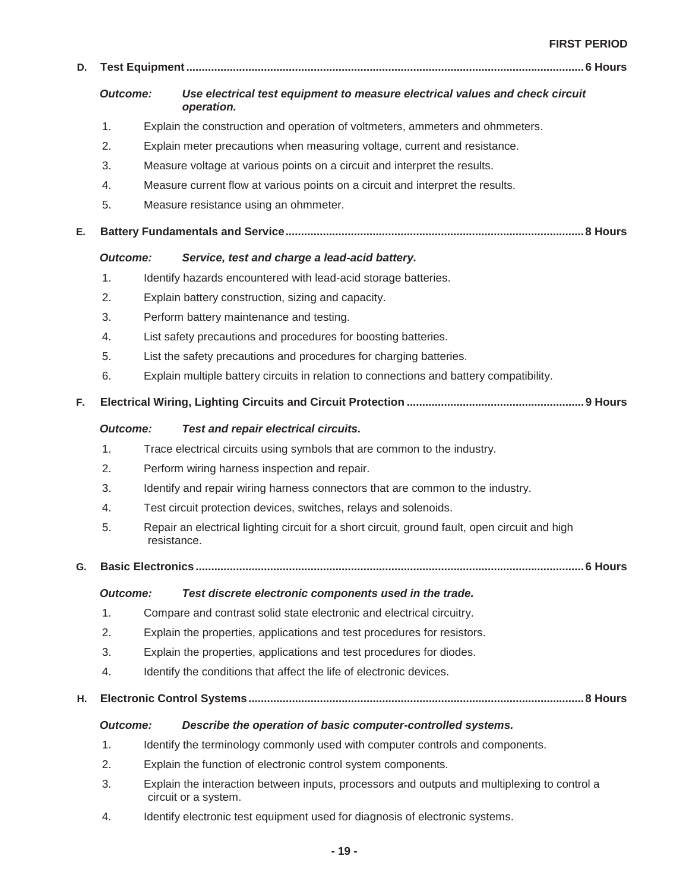**D. Test Equipment ............................................................................................................................ 6 Hours**

*Outcome:* ***Use electrical test equipment to measure electrical values and check circuit operation.***

1. Explain the construction and operation of voltmeters, ammeters and ohmmeters.
2. Explain meter precautions when measuring voltage, current and resistance.
3. Measure voltage at various points on a circuit and interpret the results.
4. Measure current flow at various points on a circuit and interpret the results.
5. Measure resistance using an ohmmeter.

**E. Battery Fundamentals and Service .............................................................................................. 8 Hours**

*Outcome:* ***Service, test and charge a lead-acid battery.***

1. Identify hazards encountered with lead-acid storage batteries.
2. Explain battery construction, sizing and capacity.
3. Perform battery maintenance and testing.
4. List safety precautions and procedures for boosting batteries.
5. List the safety precautions and procedures for charging batteries.
6. Explain multiple battery circuits in relation to connections and battery compatibility.

**F. Electrical Wiring, Lighting Circuits and Circuit Protection ........................................................ 9 Hours**

*Outcome:* ***Test and repair electrical circuits.***

1. Trace electrical circuits using symbols that are common to the industry.
2. Perform wiring harness inspection and repair.
3. Identify and repair wiring harness connectors that are common to the industry.
4. Test circuit protection devices, switches, relays and solenoids.
5. Repair an electrical lighting circuit for a short circuit, ground fault, open circuit and high resistance.

**G. Basic Electronics .......................................................................................................................... 6 Hours**

*Outcome:* ***Test discrete electronic components used in the trade.***

1. Compare and contrast solid state electronic and electrical circuitry.
2. Explain the properties, applications and test procedures for resistors.
3. Explain the properties, applications and test procedures for diodes.
4. Identify the conditions that affect the life of electronic devices.

**H. Electronic Control Systems .......................................................................................................... 8 Hours**

*Outcome:* ***Describe the operation of basic computer-controlled systems.***

1. Identify the terminology commonly used with computer controls and components.
2. Explain the function of electronic control system components.
3. Explain the interaction between inputs, processors and outputs and multiplexing to control a circuit or a system.
4. Identify electronic test equipment used for diagnosis of electronic systems.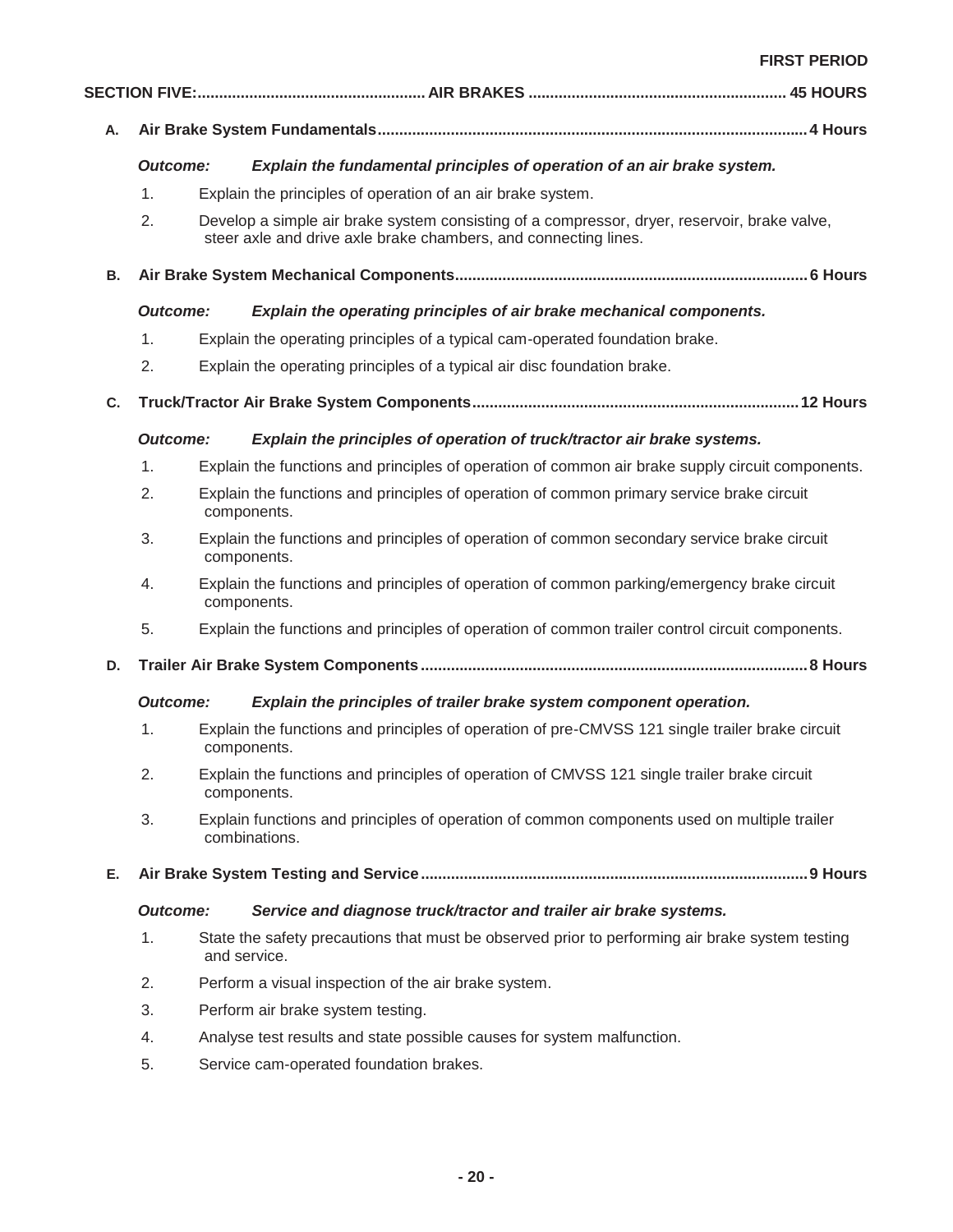**FIRST PERIOD**

## SECTION FIVE: AIR BRAKES — 45 HOURS

### A. Air Brake System Fundamentals — 4 Hours

***Outcome:*** ***Explain the fundamental principles of operation of an air brake system.***

1. Explain the principles of operation of an air brake system.
2. Develop a simple air brake system consisting of a compressor, dryer, reservoir, brake valve, steer axle and drive axle brake chambers, and connecting lines.

### B. Air Brake System Mechanical Components — 6 Hours

***Outcome:*** ***Explain the operating principles of air brake mechanical components.***

1. Explain the operating principles of a typical cam-operated foundation brake.
2. Explain the operating principles of a typical air disc foundation brake.

### C. Truck/Tractor Air Brake System Components — 12 Hours

***Outcome:*** ***Explain the principles of operation of truck/tractor air brake systems.***

1. Explain the functions and principles of operation of common air brake supply circuit components.
2. Explain the functions and principles of operation of common primary service brake circuit components.
3. Explain the functions and principles of operation of common secondary service brake circuit components.
4. Explain the functions and principles of operation of common parking/emergency brake circuit components.
5. Explain the functions and principles of operation of common trailer control circuit components.

### D. Trailer Air Brake System Components — 8 Hours

***Outcome:*** ***Explain the principles of trailer brake system component operation.***

1. Explain the functions and principles of operation of pre-CMVSS 121 single trailer brake circuit components.
2. Explain the functions and principles of operation of CMVSS 121 single trailer brake circuit components.
3. Explain functions and principles of operation of common components used on multiple trailer combinations.

### E. Air Brake System Testing and Service — 9 Hours

***Outcome:*** ***Service and diagnose truck/tractor and trailer air brake systems.***

1. State the safety precautions that must be observed prior to performing air brake system testing and service.
2. Perform a visual inspection of the air brake system.
3. Perform air brake system testing.
4. Analyse test results and state possible causes for system malfunction.
5. Service cam-operated foundation brakes.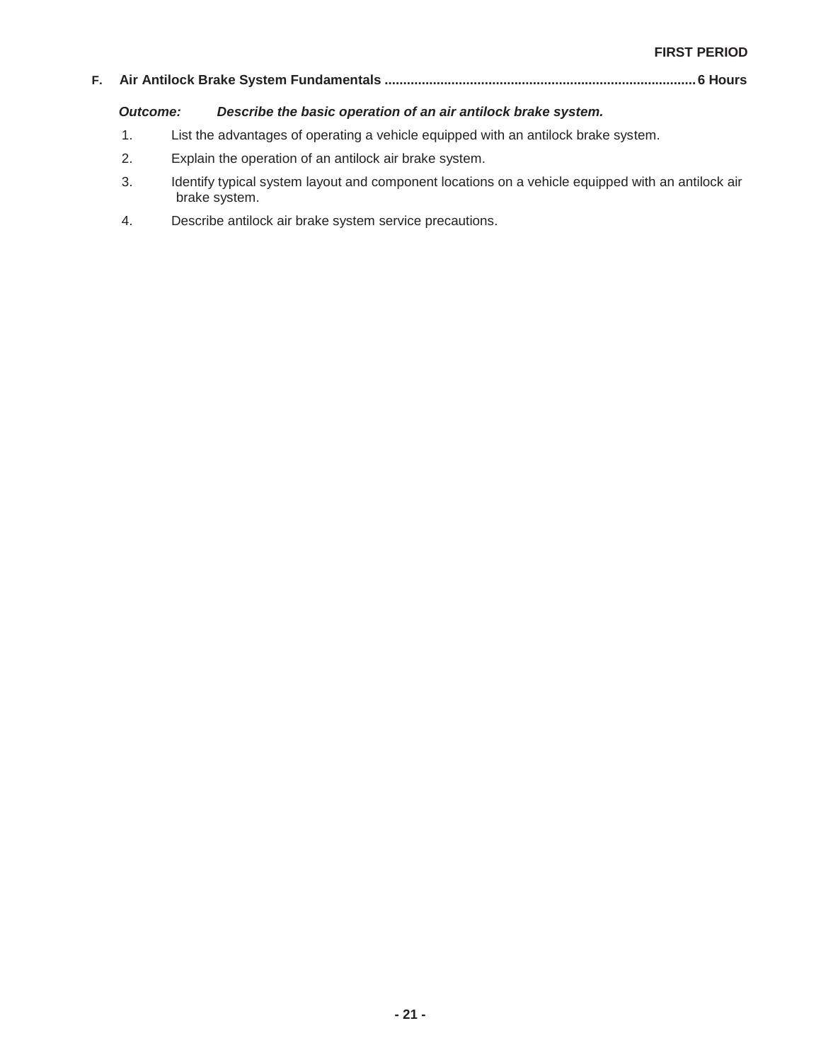FIRST PERIOD

## F. Air Antilock Brake System Fundamentals ........................................ 6 Hours

***Outcome:*** ***Describe the basic operation of an air antilock brake system.***

1. List the advantages of operating a vehicle equipped with an antilock brake system.
2. Explain the operation of an antilock air brake system.
3. Identify typical system layout and component locations on a vehicle equipped with an antilock air brake system.
4. Describe antilock air brake system service precautions.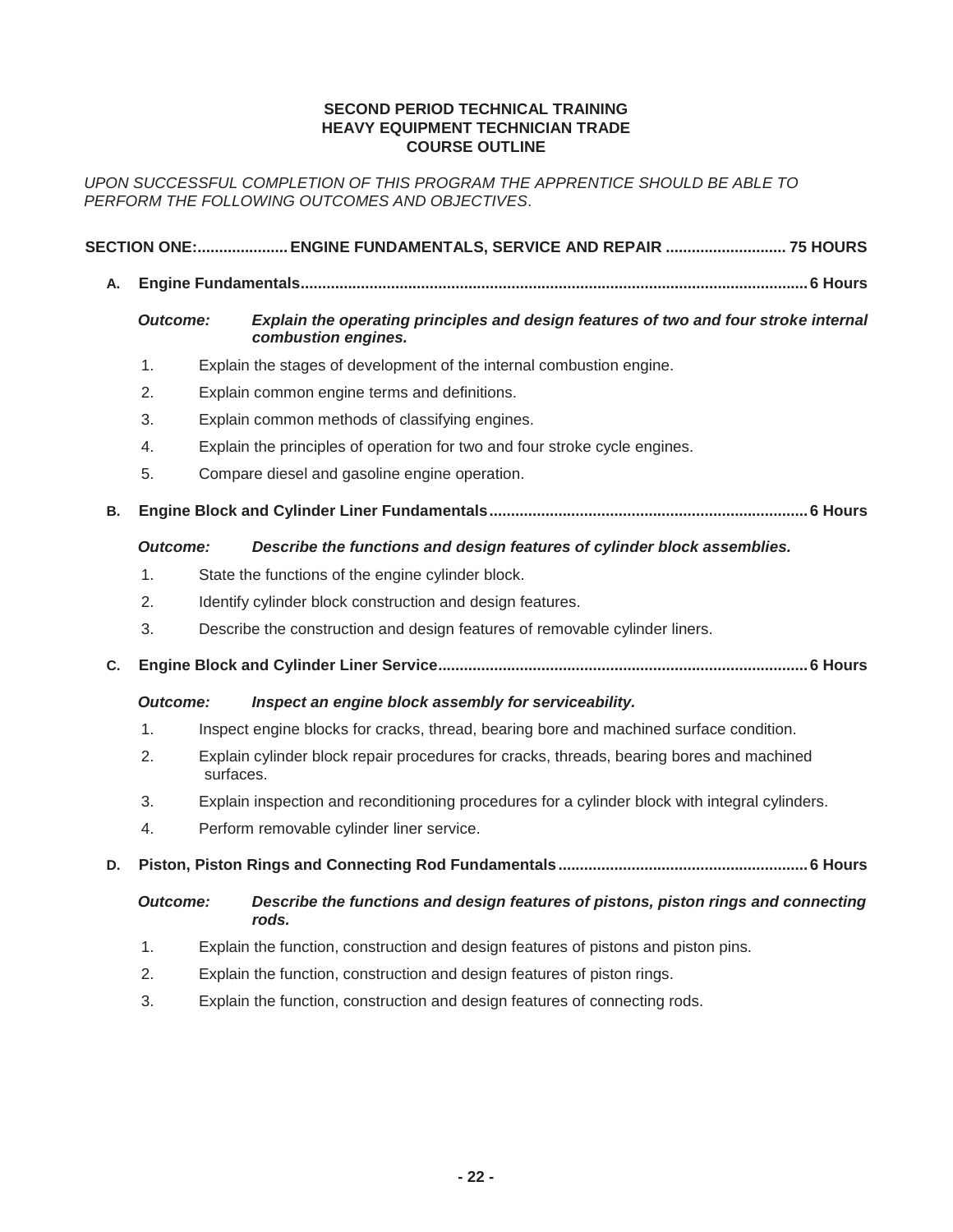**SECOND PERIOD TECHNICAL TRAINING**
**HEAVY EQUIPMENT TECHNICIAN TRADE**
**COURSE OUTLINE**

*UPON SUCCESSFUL COMPLETION OF THIS PROGRAM THE APPRENTICE SHOULD BE ABLE TO PERFORM THE FOLLOWING OUTCOMES AND OBJECTIVES*.

## SECTION ONE:..................... ENGINE FUNDAMENTALS, SERVICE AND REPAIR ............................ 75 HOURS

### A. Engine Fundamentals.................................................................................................................... 6 Hours

***Outcome:*** ***Explain the operating principles and design features of two and four stroke internal combustion engines.***

1. Explain the stages of development of the internal combustion engine.
2. Explain common engine terms and definitions.
3. Explain common methods of classifying engines.
4. Explain the principles of operation for two and four stroke cycle engines.
5. Compare diesel and gasoline engine operation.

### B. Engine Block and Cylinder Liner Fundamentals......................................................................... 6 Hours

***Outcome:*** ***Describe the functions and design features of cylinder block assemblies.***

1. State the functions of the engine cylinder block.
2. Identify cylinder block construction and design features.
3. Describe the construction and design features of removable cylinder liners.

### C. Engine Block and Cylinder Liner Service.................................................................................... 6 Hours

***Outcome:*** ***Inspect an engine block assembly for serviceability.***

1. Inspect engine blocks for cracks, thread, bearing bore and machined surface condition.
2. Explain cylinder block repair procedures for cracks, threads, bearing bores and machined surfaces.
3. Explain inspection and reconditioning procedures for a cylinder block with integral cylinders.
4. Perform removable cylinder liner service.

### D. Piston, Piston Rings and Connecting Rod Fundamentals......................................................... 6 Hours

***Outcome:*** ***Describe the functions and design features of pistons, piston rings and connecting rods.***

1. Explain the function, construction and design features of pistons and piston pins.
2. Explain the function, construction and design features of piston rings.
3. Explain the function, construction and design features of connecting rods.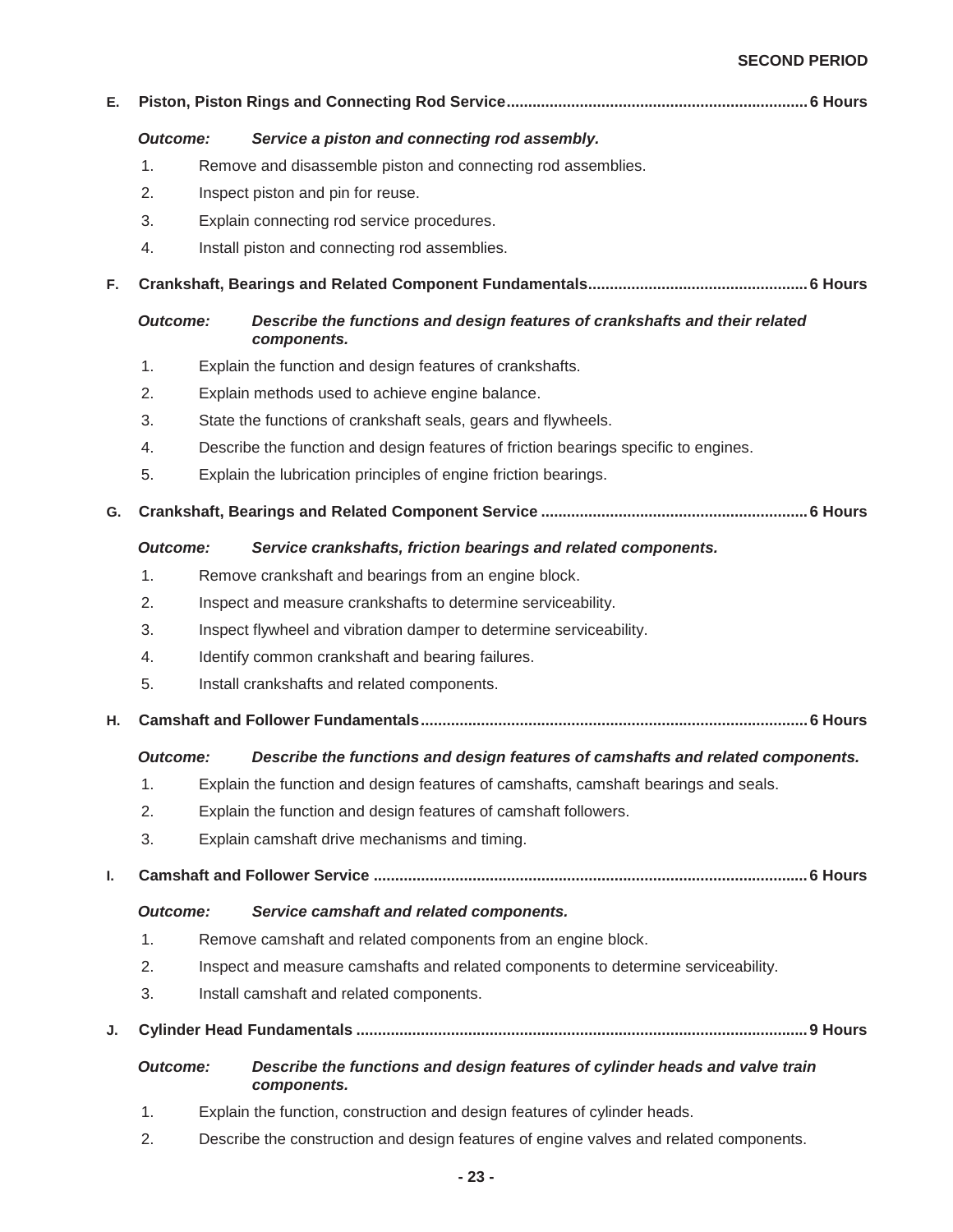**E. Piston, Piston Rings and Connecting Rod Service ..................................................................... 6 Hours**

*Outcome:* ***Service a piston and connecting rod assembly.***

1. Remove and disassemble piston and connecting rod assemblies.
2. Inspect piston and pin for reuse.
3. Explain connecting rod service procedures.
4. Install piston and connecting rod assemblies.

**F. Crankshaft, Bearings and Related Component Fundamentals .................................................. 6 Hours**

*Outcome:* ***Describe the functions and design features of crankshafts and their related components.***

1. Explain the function and design features of crankshafts.
2. Explain methods used to achieve engine balance.
3. State the functions of crankshaft seals, gears and flywheels.
4. Describe the function and design features of friction bearings specific to engines.
5. Explain the lubrication principles of engine friction bearings.

**G. Crankshaft, Bearings and Related Component Service ............................................................. 6 Hours**

*Outcome:* ***Service crankshafts, friction bearings and related components.***

1. Remove crankshaft and bearings from an engine block.
2. Inspect and measure crankshafts to determine serviceability.
3. Inspect flywheel and vibration damper to determine serviceability.
4. Identify common crankshaft and bearing failures.
5. Install crankshafts and related components.

**H. Camshaft and Follower Fundamentals ......................................................................................... 6 Hours**

*Outcome:* ***Describe the functions and design features of camshafts and related components.***

1. Explain the function and design features of camshafts, camshaft bearings and seals.
2. Explain the function and design features of camshaft followers.
3. Explain camshaft drive mechanisms and timing.

**I. Camshaft and Follower Service ..................................................................................................... 6 Hours**

*Outcome:* ***Service camshaft and related components.***

1. Remove camshaft and related components from an engine block.
2. Inspect and measure camshafts and related components to determine serviceability.
3. Install camshaft and related components.

**J. Cylinder Head Fundamentals ......................................................................................................... 9 Hours**

*Outcome:* ***Describe the functions and design features of cylinder heads and valve train components.***

1. Explain the function, construction and design features of cylinder heads.
2. Describe the construction and design features of engine valves and related components.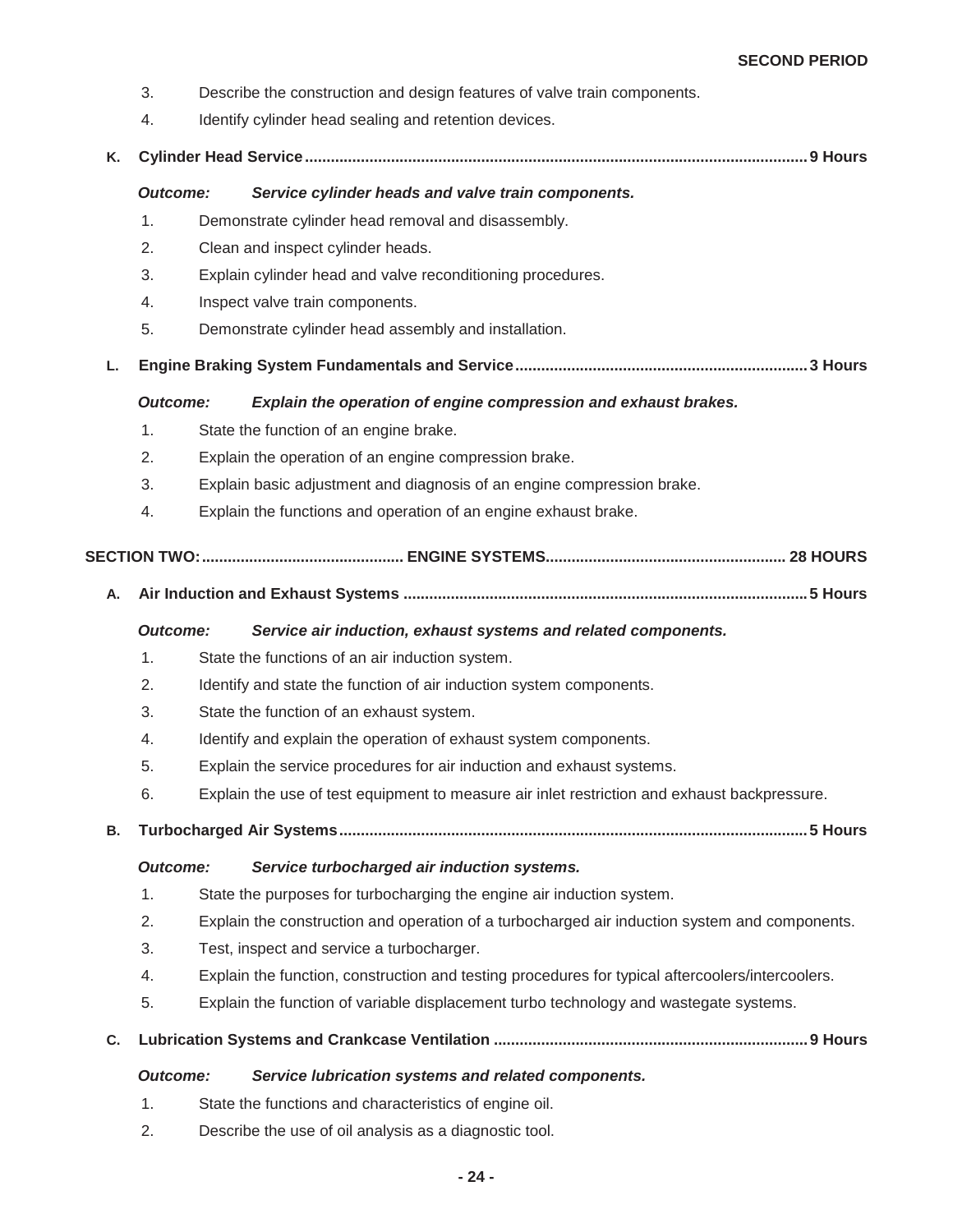3. Describe the construction and design features of valve train components.
4. Identify cylinder head sealing and retention devices.

**K. Cylinder Head Service ........................................ 9 Hours**

***Outcome:*** ***Service cylinder heads and valve train components.***

1. Demonstrate cylinder head removal and disassembly.
2. Clean and inspect cylinder heads.
3. Explain cylinder head and valve reconditioning procedures.
4. Inspect valve train components.
5. Demonstrate cylinder head assembly and installation.

**L. Engine Braking System Fundamentals and Service ........................................ 3 Hours**

***Outcome:*** ***Explain the operation of engine compression and exhaust brakes.***

1. State the function of an engine brake.
2. Explain the operation of an engine compression brake.
3. Explain basic adjustment and diagnosis of an engine compression brake.
4. Explain the functions and operation of an engine exhaust brake.

## SECTION TWO: ........ ENGINE SYSTEMS ........ 28 HOURS

**A. Air Induction and Exhaust Systems ........................................ 5 Hours**

***Outcome:*** ***Service air induction, exhaust systems and related components.***

1. State the functions of an air induction system.
2. Identify and state the function of air induction system components.
3. State the function of an exhaust system.
4. Identify and explain the operation of exhaust system components.
5. Explain the service procedures for air induction and exhaust systems.
6. Explain the use of test equipment to measure air inlet restriction and exhaust backpressure.

**B. Turbocharged Air Systems ........................................ 5 Hours**

***Outcome:*** ***Service turbocharged air induction systems.***

1. State the purposes for turbocharging the engine air induction system.
2. Explain the construction and operation of a turbocharged air induction system and components.
3. Test, inspect and service a turbocharger.
4. Explain the function, construction and testing procedures for typical aftercoolers/intercoolers.
5. Explain the function of variable displacement turbo technology and wastegate systems.

**C. Lubrication Systems and Crankcase Ventilation ........................................ 9 Hours**

***Outcome:*** ***Service lubrication systems and related components.***

1. State the functions and characteristics of engine oil.
2. Describe the use of oil analysis as a diagnostic tool.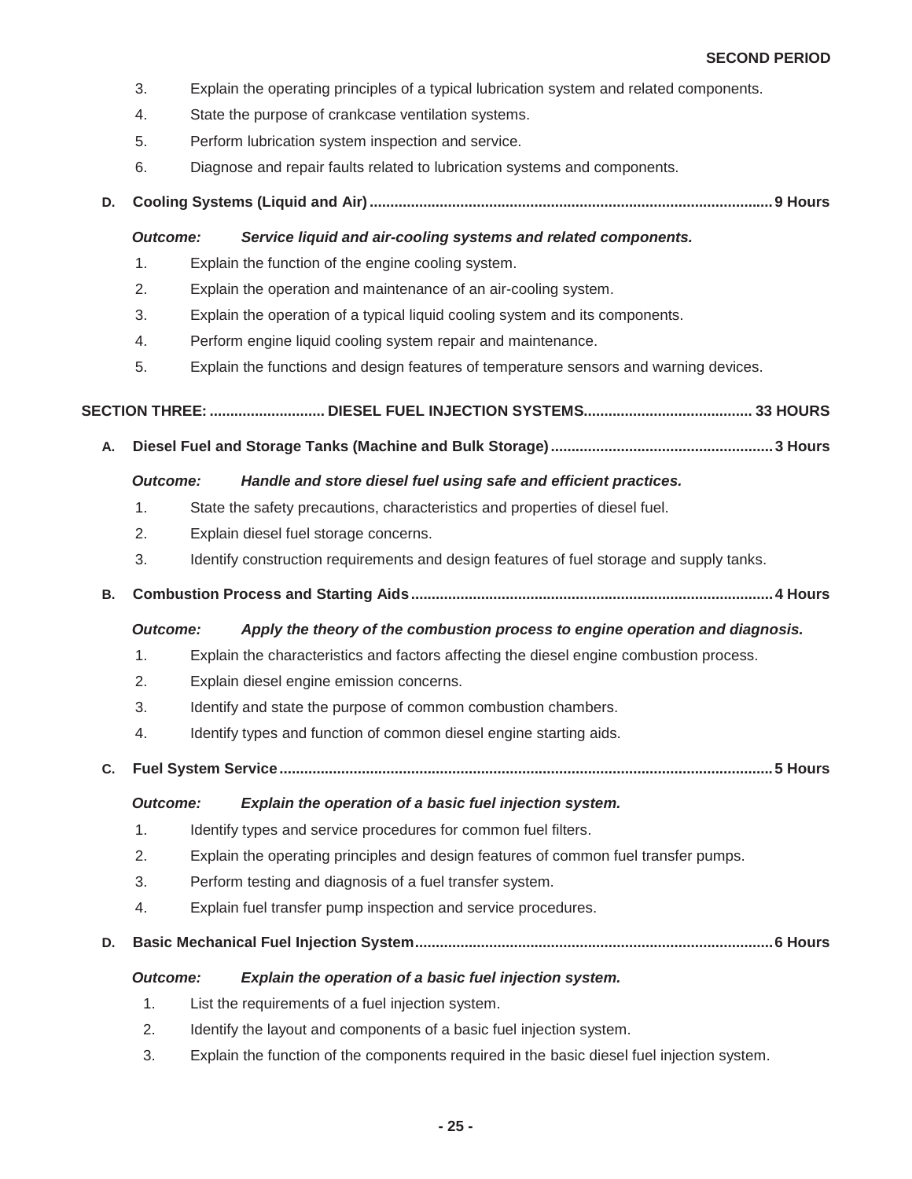3. Explain the operating principles of a typical lubrication system and related components.
4. State the purpose of crankcase ventilation systems.
5. Perform lubrication system inspection and service.
6. Diagnose and repair faults related to lubrication systems and components.

**D. Cooling Systems (Liquid and Air).................................................................................................9 Hours**

***Outcome:*** ***Service liquid and air-cooling systems and related components.***

1. Explain the function of the engine cooling system.
2. Explain the operation and maintenance of an air-cooling system.
3. Explain the operation of a typical liquid cooling system and its components.
4. Perform engine liquid cooling system repair and maintenance.
5. Explain the functions and design features of temperature sensors and warning devices.

## SECTION THREE: ............................ DIESEL FUEL INJECTION SYSTEMS......................................... 33 HOURS

**A. Diesel Fuel and Storage Tanks (Machine and Bulk Storage)......................................................3 Hours**

***Outcome:*** ***Handle and store diesel fuel using safe and efficient practices.***

1. State the safety precautions, characteristics and properties of diesel fuel.
2. Explain diesel fuel storage concerns.
3. Identify construction requirements and design features of fuel storage and supply tanks.

**B. Combustion Process and Starting Aids.......................................................................................4 Hours**

***Outcome:*** ***Apply the theory of the combustion process to engine operation and diagnosis.***

1. Explain the characteristics and factors affecting the diesel engine combustion process.
2. Explain diesel engine emission concerns.
3. Identify and state the purpose of common combustion chambers.
4. Identify types and function of common diesel engine starting aids.

**C. Fuel System Service.......................................................................................................................5 Hours**

***Outcome:*** ***Explain the operation of a basic fuel injection system.***

1. Identify types and service procedures for common fuel filters.
2. Explain the operating principles and design features of common fuel transfer pumps.
3. Perform testing and diagnosis of a fuel transfer system.
4. Explain fuel transfer pump inspection and service procedures.

**D. Basic Mechanical Fuel Injection System......................................................................................6 Hours**

***Outcome:*** ***Explain the operation of a basic fuel injection system.***

1. List the requirements of a fuel injection system.
2. Identify the layout and components of a basic fuel injection system.
3. Explain the function of the components required in the basic diesel fuel injection system.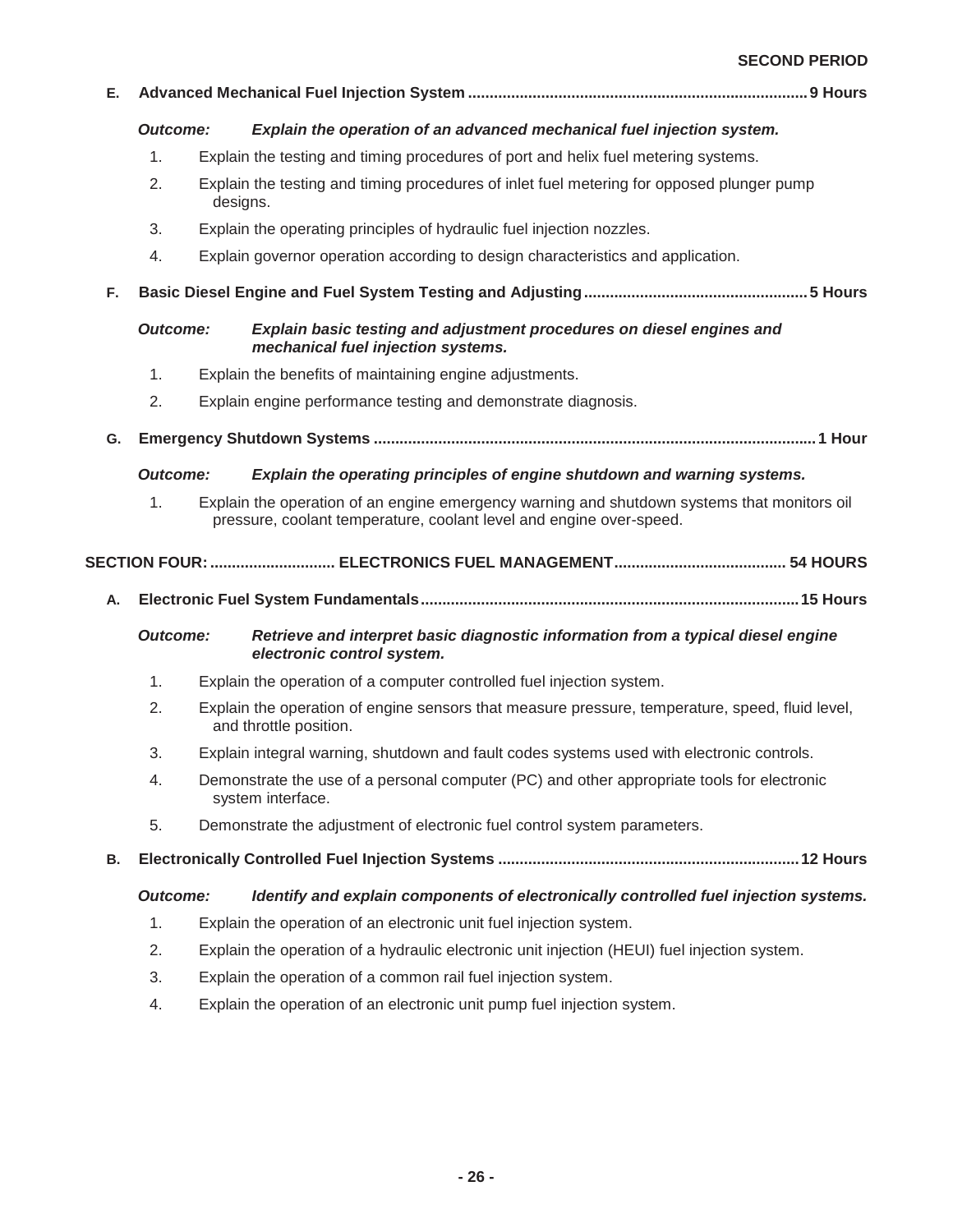**SECOND PERIOD**

**E. Advanced Mechanical Fuel Injection System .............................................................................. 9 Hours**

***Outcome:*** ***Explain the operation of an advanced mechanical fuel injection system.***

1. Explain the testing and timing procedures of port and helix fuel metering systems.
2. Explain the testing and timing procedures of inlet fuel metering for opposed plunger pump designs.
3. Explain the operating principles of hydraulic fuel injection nozzles.
4. Explain governor operation according to design characteristics and application.

**F. Basic Diesel Engine and Fuel System Testing and Adjusting .................................................... 5 Hours**

***Outcome:*** ***Explain basic testing and adjustment procedures on diesel engines and mechanical fuel injection systems.***

1. Explain the benefits of maintaining engine adjustments.
2. Explain engine performance testing and demonstrate diagnosis.

**G. Emergency Shutdown Systems ..................................................................................................... 1 Hour**

***Outcome:*** ***Explain the operating principles of engine shutdown and warning systems.***

1. Explain the operation of an engine emergency warning and shutdown systems that monitors oil pressure, coolant temperature, coolant level and engine over-speed.

## SECTION FOUR: ............................ ELECTRONICS FUEL MANAGEMENT ....................................... 54 HOURS

**A. Electronic Fuel System Fundamentals ....................................................................................... 15 Hours**

***Outcome:*** ***Retrieve and interpret basic diagnostic information from a typical diesel engine electronic control system.***

1. Explain the operation of a computer controlled fuel injection system.
2. Explain the operation of engine sensors that measure pressure, temperature, speed, fluid level, and throttle position.
3. Explain integral warning, shutdown and fault codes systems used with electronic controls.
4. Demonstrate the use of a personal computer (PC) and other appropriate tools for electronic system interface.
5. Demonstrate the adjustment of electronic fuel control system parameters.

**B. Electronically Controlled Fuel Injection Systems ..................................................................... 12 Hours**

***Outcome:*** ***Identify and explain components of electronically controlled fuel injection systems.***

1. Explain the operation of an electronic unit fuel injection system.
2. Explain the operation of a hydraulic electronic unit injection (HEUI) fuel injection system.
3. Explain the operation of a common rail fuel injection system.
4. Explain the operation of an electronic unit pump fuel injection system.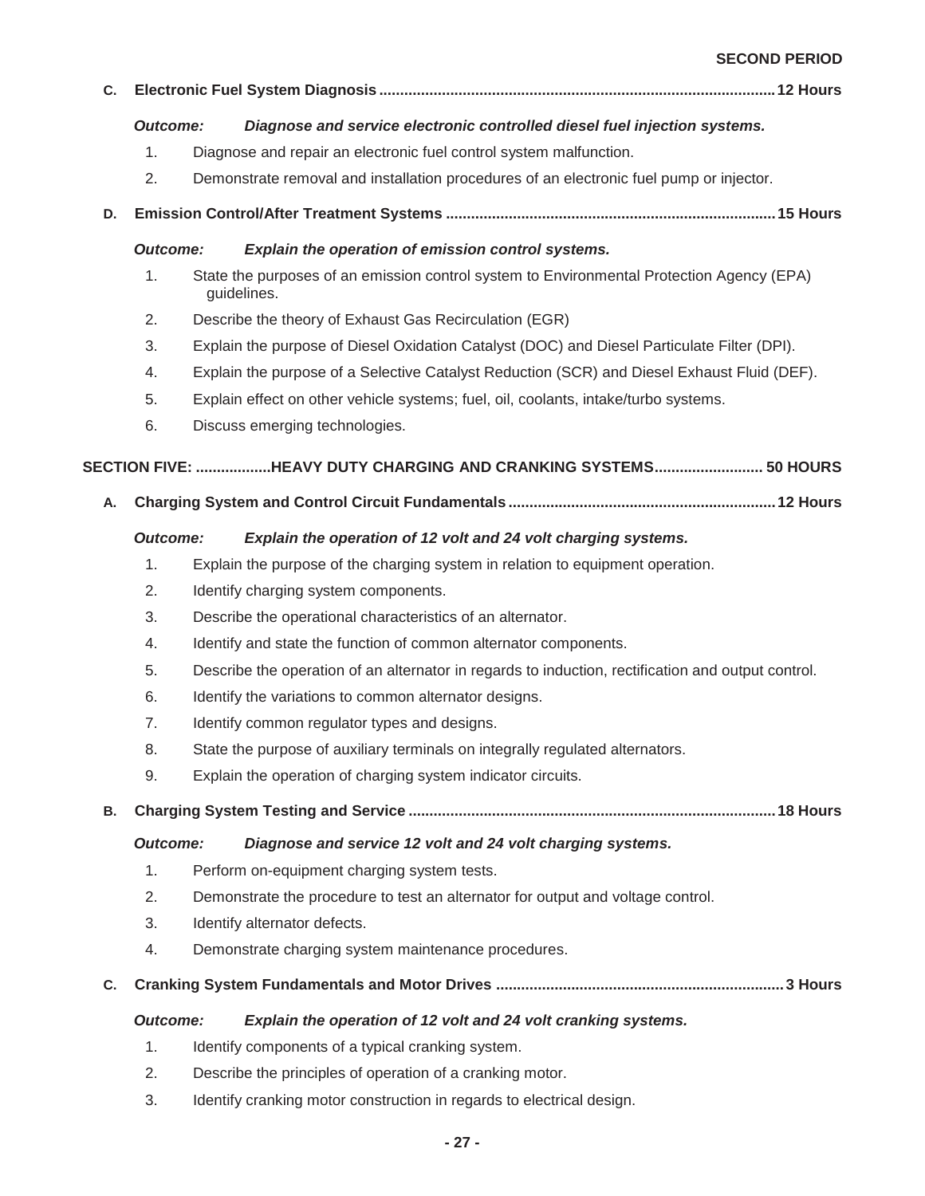**SECOND PERIOD**

**C. Electronic Fuel System Diagnosis ............................................................................................. 12 Hours**

***Outcome: Diagnose and service electronic controlled diesel fuel injection systems.***

1. Diagnose and repair an electronic fuel control system malfunction.
2. Demonstrate removal and installation procedures of an electronic fuel pump or injector.

**D. Emission Control/After Treatment Systems ............................................................................. 15 Hours**

***Outcome: Explain the operation of emission control systems.***

1. State the purposes of an emission control system to Environmental Protection Agency (EPA) guidelines.
2. Describe the theory of Exhaust Gas Recirculation (EGR)
3. Explain the purpose of Diesel Oxidation Catalyst (DOC) and Diesel Particulate Filter (DPI).
4. Explain the purpose of a Selective Catalyst Reduction (SCR) and Diesel Exhaust Fluid (DEF).
5. Explain effect on other vehicle systems; fuel, oil, coolants, intake/turbo systems.
6. Discuss emerging technologies.

## SECTION FIVE: .................HEAVY DUTY CHARGING AND CRANKING SYSTEMS.......................... 50 HOURS

**A. Charging System and Control Circuit Fundamentals ............................................................... 12 Hours**

***Outcome: Explain the operation of 12 volt and 24 volt charging systems.***

1. Explain the purpose of the charging system in relation to equipment operation.
2. Identify charging system components.
3. Describe the operational characteristics of an alternator.
4. Identify and state the function of common alternator components.
5. Describe the operation of an alternator in regards to induction, rectification and output control.
6. Identify the variations to common alternator designs.
7. Identify common regulator types and designs.
8. State the purpose of auxiliary terminals on integrally regulated alternators.
9. Explain the operation of charging system indicator circuits.

**B. Charging System Testing and Service ....................................................................................... 18 Hours**

***Outcome: Diagnose and service 12 volt and 24 volt charging systems.***

1. Perform on-equipment charging system tests.
2. Demonstrate the procedure to test an alternator for output and voltage control.
3. Identify alternator defects.
4. Demonstrate charging system maintenance procedures.

**C. Cranking System Fundamentals and Motor Drives .................................................................... 3 Hours**

***Outcome: Explain the operation of 12 volt and 24 volt cranking systems.***

1. Identify components of a typical cranking system.
2. Describe the principles of operation of a cranking motor.
3. Identify cranking motor construction in regards to electrical design.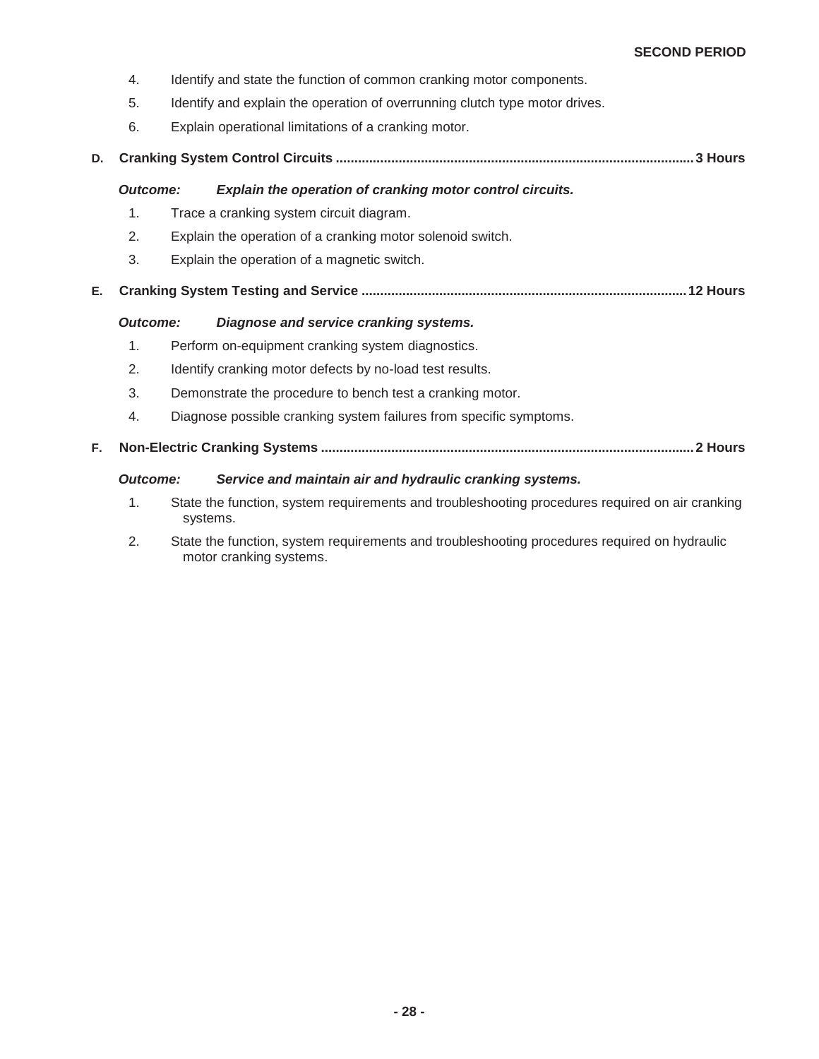4. Identify and state the function of common cranking motor components.
5. Identify and explain the operation of overrunning clutch type motor drives.
6. Explain operational limitations of a cranking motor.

**D. Cranking System Control Circuits ........................................................................................ 3 Hours**

***Outcome:*** ***Explain the operation of cranking motor control circuits.***

1. Trace a cranking system circuit diagram.
2. Explain the operation of a cranking motor solenoid switch.
3. Explain the operation of a magnetic switch.

**E. Cranking System Testing and Service ........................................................................................ 12 Hours**

***Outcome:*** ***Diagnose and service cranking systems.***

1. Perform on-equipment cranking system diagnostics.
2. Identify cranking motor defects by no-load test results.
3. Demonstrate the procedure to bench test a cranking motor.
4. Diagnose possible cranking system failures from specific symptoms.

**F. Non-Electric Cranking Systems ........................................................................................ 2 Hours**

***Outcome:*** ***Service and maintain air and hydraulic cranking systems.***

1. State the function, system requirements and troubleshooting procedures required on air cranking systems.
2. State the function, system requirements and troubleshooting procedures required on hydraulic motor cranking systems.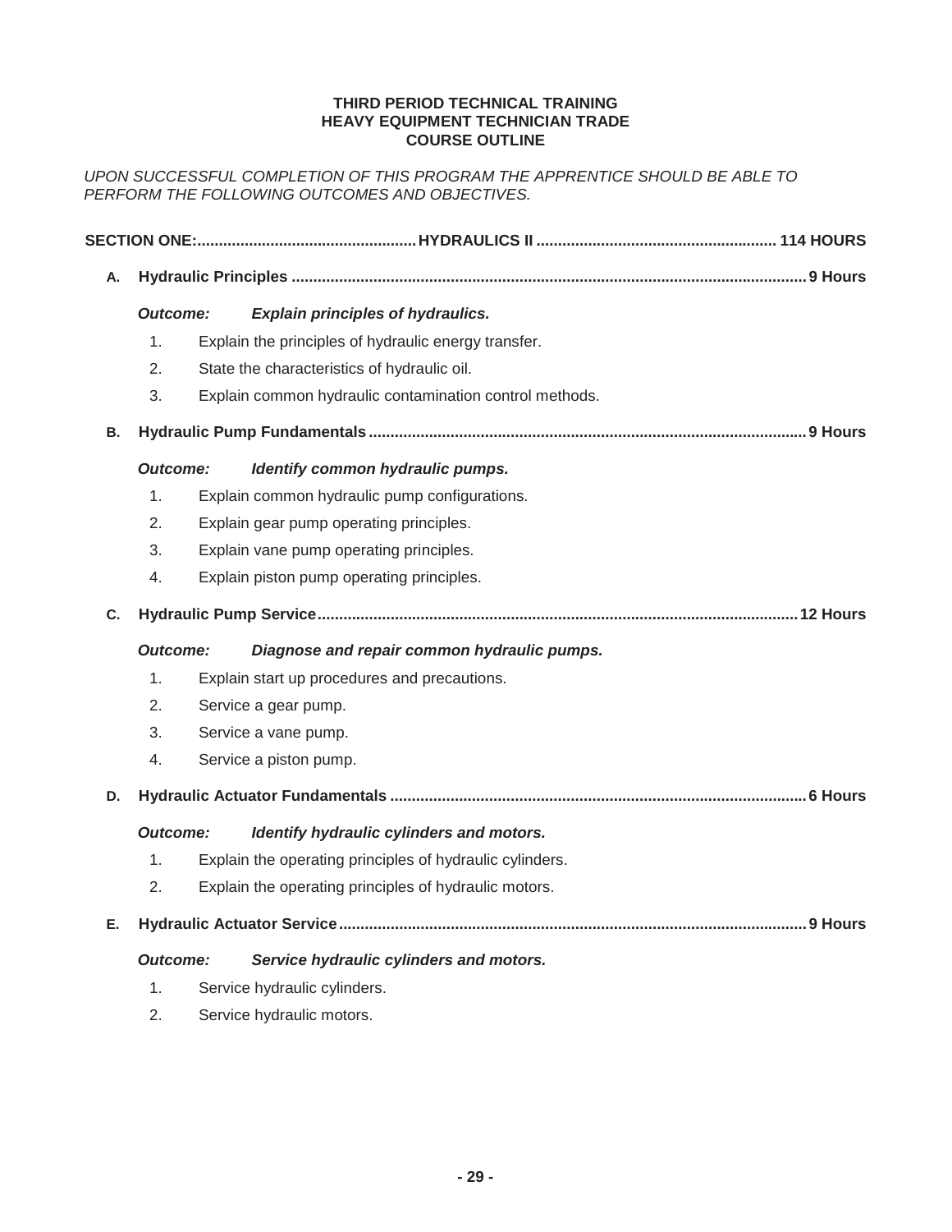**THIRD PERIOD TECHNICAL TRAINING**
**HEAVY EQUIPMENT TECHNICIAN TRADE**
**COURSE OUTLINE**

*UPON SUCCESSFUL COMPLETION OF THIS PROGRAM THE APPRENTICE SHOULD BE ABLE TO PERFORM THE FOLLOWING OUTCOMES AND OBJECTIVES.*

## SECTION ONE: HYDRAULICS II — 114 HOURS

### A. Hydraulic Principles — 9 Hours

***Outcome:*** ***Explain principles of hydraulics.***

1. Explain the principles of hydraulic energy transfer.
2. State the characteristics of hydraulic oil.
3. Explain common hydraulic contamination control methods.

### B. Hydraulic Pump Fundamentals — 9 Hours

***Outcome:*** ***Identify common hydraulic pumps.***

1. Explain common hydraulic pump configurations.
2. Explain gear pump operating principles.
3. Explain vane pump operating principles.
4. Explain piston pump operating principles.

### C. Hydraulic Pump Service — 12 Hours

***Outcome:*** ***Diagnose and repair common hydraulic pumps.***

1. Explain start up procedures and precautions.
2. Service a gear pump.
3. Service a vane pump.
4. Service a piston pump.

### D. Hydraulic Actuator Fundamentals — 6 Hours

***Outcome:*** ***Identify hydraulic cylinders and motors.***

1. Explain the operating principles of hydraulic cylinders.
2. Explain the operating principles of hydraulic motors.

### E. Hydraulic Actuator Service — 9 Hours

***Outcome:*** ***Service hydraulic cylinders and motors.***

1. Service hydraulic cylinders.
2. Service hydraulic motors.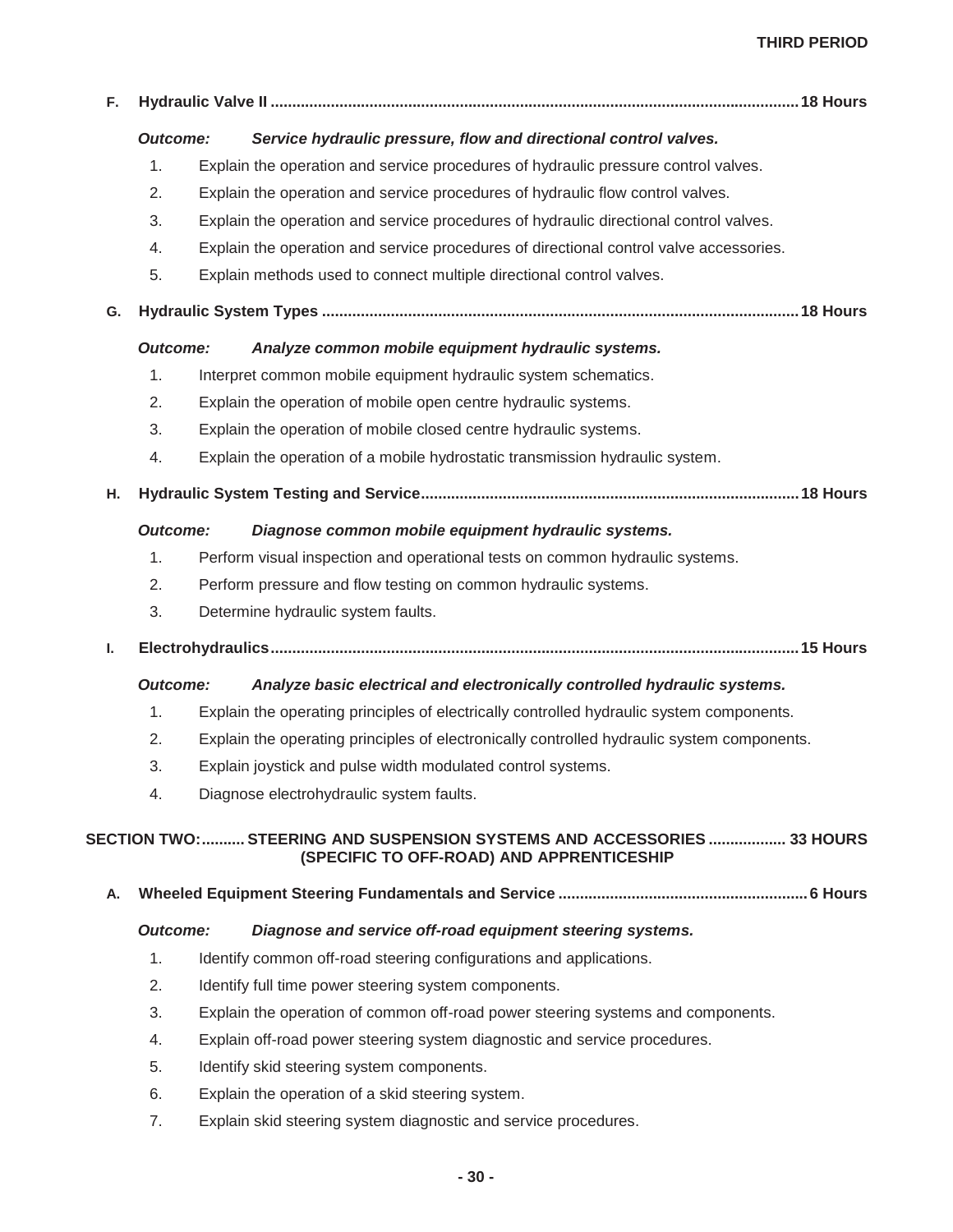### F. Hydraulic Valve II ........................................................................................................................ 18 Hours

***Outcome:*** ***Service hydraulic pressure, flow and directional control valves.***

1. Explain the operation and service procedures of hydraulic pressure control valves.
2. Explain the operation and service procedures of hydraulic flow control valves.
3. Explain the operation and service procedures of hydraulic directional control valves.
4. Explain the operation and service procedures of directional control valve accessories.
5. Explain methods used to connect multiple directional control valves.

### G. Hydraulic System Types ............................................................................................................. 18 Hours

***Outcome:*** ***Analyze common mobile equipment hydraulic systems.***

1. Interpret common mobile equipment hydraulic system schematics.
2. Explain the operation of mobile open centre hydraulic systems.
3. Explain the operation of mobile closed centre hydraulic systems.
4. Explain the operation of a mobile hydrostatic transmission hydraulic system.

### H. Hydraulic System Testing and Service...................................................................................... 18 Hours

***Outcome:*** ***Diagnose common mobile equipment hydraulic systems.***

1. Perform visual inspection and operational tests on common hydraulic systems.
2. Perform pressure and flow testing on common hydraulic systems.
3. Determine hydraulic system faults.

### I. Electrohydraulics......................................................................................................................... 15 Hours

***Outcome:*** ***Analyze basic electrical and electronically controlled hydraulic systems.***

1. Explain the operating principles of electrically controlled hydraulic system components.
2. Explain the operating principles of electronically controlled hydraulic system components.
3. Explain joystick and pulse width modulated control systems.
4. Diagnose electrohydraulic system faults.

## SECTION TWO:.......... STEERING AND SUSPENSION SYSTEMS AND ACCESSORIES .................. 33 HOURS (SPECIFIC TO OFF-ROAD) AND APPRENTICESHIP

### A. Wheeled Equipment Steering Fundamentals and Service .......................................................... 6 Hours

***Outcome:*** ***Diagnose and service off-road equipment steering systems.***

1. Identify common off-road steering configurations and applications.
2. Identify full time power steering system components.
3. Explain the operation of common off-road power steering systems and components.
4. Explain off-road power steering system diagnostic and service procedures.
5. Identify skid steering system components.
6. Explain the operation of a skid steering system.
7. Explain skid steering system diagnostic and service procedures.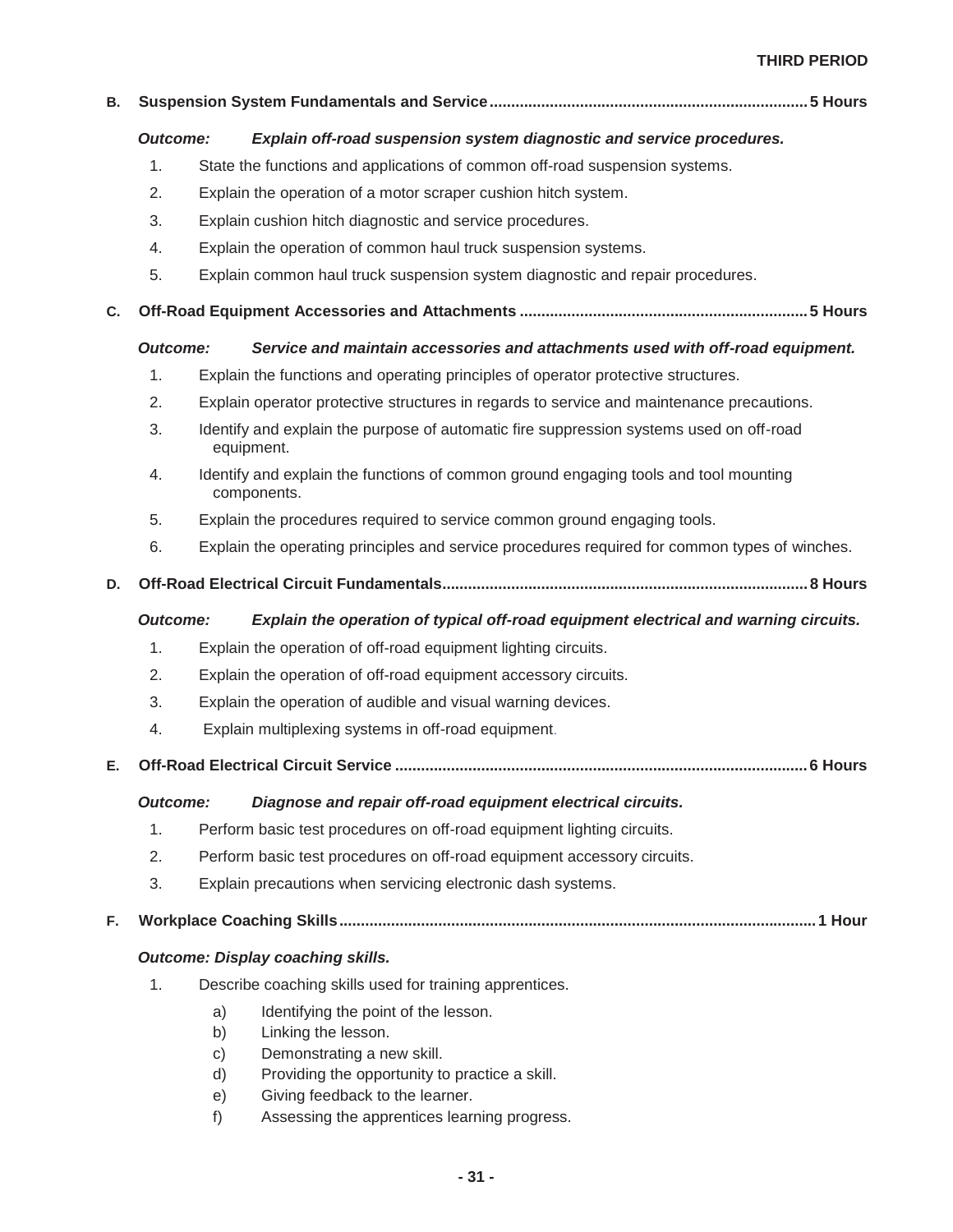### B. Suspension System Fundamentals and Service........................................................................5 Hours

***Outcome:*** ***Explain off-road suspension system diagnostic and service procedures.***

1. State the functions and applications of common off-road suspension systems.
2. Explain the operation of a motor scraper cushion hitch system.
3. Explain cushion hitch diagnostic and service procedures.
4. Explain the operation of common haul truck suspension systems.
5. Explain common haul truck suspension system diagnostic and repair procedures.

### C. Off-Road Equipment Accessories and Attachments .................................................................5 Hours

***Outcome:*** ***Service and maintain accessories and attachments used with off-road equipment.***

1. Explain the functions and operating principles of operator protective structures.
2. Explain operator protective structures in regards to service and maintenance precautions.
3. Identify and explain the purpose of automatic fire suppression systems used on off-road equipment.
4. Identify and explain the functions of common ground engaging tools and tool mounting components.
5. Explain the procedures required to service common ground engaging tools.
6. Explain the operating principles and service procedures required for common types of winches.

### D. Off-Road Electrical Circuit Fundamentals...................................................................................8 Hours

***Outcome:*** ***Explain the operation of typical off-road equipment electrical and warning circuits.***

1. Explain the operation of off-road equipment lighting circuits.
2. Explain the operation of off-road equipment accessory circuits.
3. Explain the operation of audible and visual warning devices.
4. Explain multiplexing systems in off-road equipment.

### E. Off-Road Electrical Circuit Service ..............................................................................................6 Hours

***Outcome:*** ***Diagnose and repair off-road equipment electrical circuits.***

1. Perform basic test procedures on off-road equipment lighting circuits.
2. Perform basic test procedures on off-road equipment accessory circuits.
3. Explain precautions when servicing electronic dash systems.

### F. Workplace Coaching Skills............................................................................................................1 Hour

***Outcome: Display coaching skills.***

1. Describe coaching skills used for training apprentices.
   - a) Identifying the point of the lesson.
   - b) Linking the lesson.
   - c) Demonstrating a new skill.
   - d) Providing the opportunity to practice a skill.
   - e) Giving feedback to the learner.
   - f) Assessing the apprentices learning progress.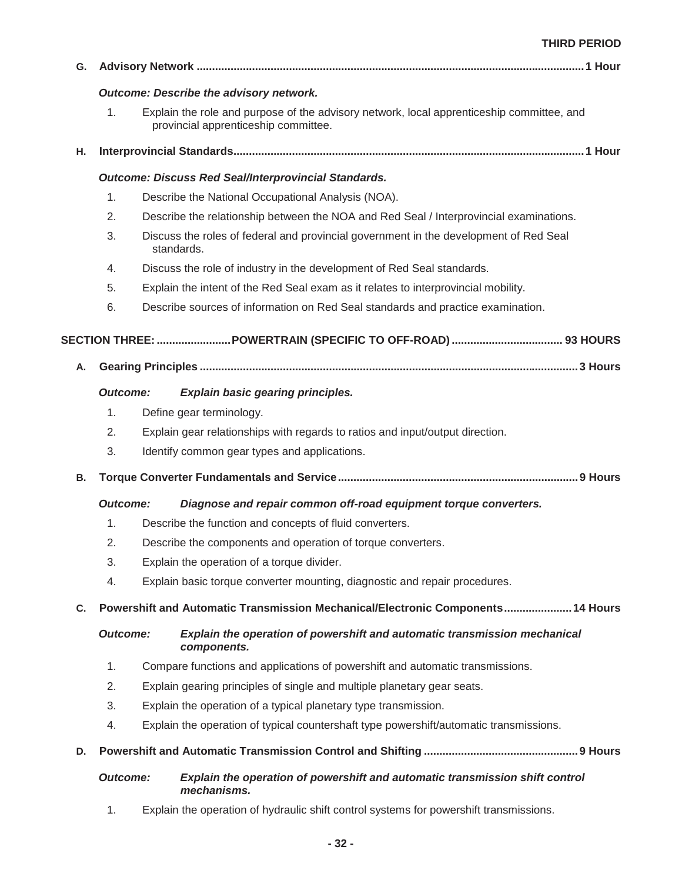**THIRD PERIOD**

**G. Advisory Network ............................................................................................................................1 Hour**

***Outcome: Describe the advisory network.***

1. Explain the role and purpose of the advisory network, local apprenticeship committee, and provincial apprenticeship committee.

**H. Interprovincial Standards.................................................................................................................1 Hour**

***Outcome: Discuss Red Seal/Interprovincial Standards.***

1. Describe the National Occupational Analysis (NOA).
2. Describe the relationship between the NOA and Red Seal / Interprovincial examinations.
3. Discuss the roles of federal and provincial government in the development of Red Seal standards.
4. Discuss the role of industry in the development of Red Seal standards.
5. Explain the intent of the Red Seal exam as it relates to interprovincial mobility.
6. Describe sources of information on Red Seal standards and practice examination.

## SECTION THREE: ........................POWERTRAIN (SPECIFIC TO OFF-ROAD) .................................... 93 HOURS

**A. Gearing Principles ..........................................................................................................................3 Hours**

***Outcome: Explain basic gearing principles.***

1. Define gear terminology.
2. Explain gear relationships with regards to ratios and input/output direction.
3. Identify common gear types and applications.

**B. Torque Converter Fundamentals and Service.............................................................................9 Hours**

***Outcome: Diagnose and repair common off-road equipment torque converters.***

1. Describe the function and concepts of fluid converters.
2. Describe the components and operation of torque converters.
3. Explain the operation of a torque divider.
4. Explain basic torque converter mounting, diagnostic and repair procedures.

**C. Powershift and Automatic Transmission Mechanical/Electronic Components......................14 Hours**

***Outcome: Explain the operation of powershift and automatic transmission mechanical components.***

1. Compare functions and applications of powershift and automatic transmissions.
2. Explain gearing principles of single and multiple planetary gear seats.
3. Explain the operation of a typical planetary type transmission.
4. Explain the operation of typical countershaft type powershift/automatic transmissions.

**D. Powershift and Automatic Transmission Control and Shifting .................................................9 Hours**

***Outcome: Explain the operation of powershift and automatic transmission shift control mechanisms.***

1. Explain the operation of hydraulic shift control systems for powershift transmissions.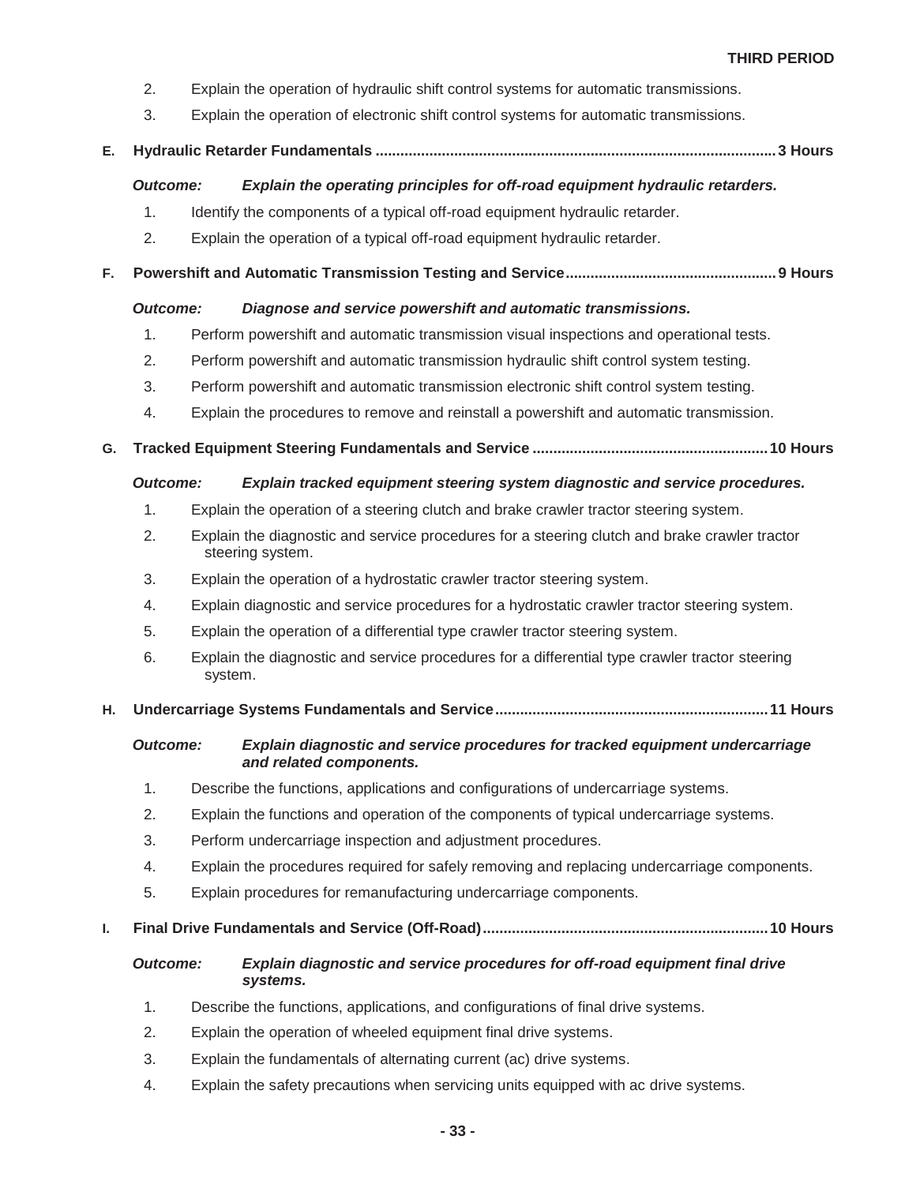2. Explain the operation of hydraulic shift control systems for automatic transmissions.
3. Explain the operation of electronic shift control systems for automatic transmissions.

**E. Hydraulic Retarder Fundamentals ................................................................................................ 3 Hours**

***Outcome: Explain the operating principles for off-road equipment hydraulic retarders.***

1. Identify the components of a typical off-road equipment hydraulic retarder.
2. Explain the operation of a typical off-road equipment hydraulic retarder.

**F. Powershift and Automatic Transmission Testing and Service .................................................. 9 Hours**

***Outcome: Diagnose and service powershift and automatic transmissions.***

1. Perform powershift and automatic transmission visual inspections and operational tests.
2. Perform powershift and automatic transmission hydraulic shift control system testing.
3. Perform powershift and automatic transmission electronic shift control system testing.
4. Explain the procedures to remove and reinstall a powershift and automatic transmission.

**G. Tracked Equipment Steering Fundamentals and Service ........................................................ 10 Hours**

***Outcome: Explain tracked equipment steering system diagnostic and service procedures.***

1. Explain the operation of a steering clutch and brake crawler tractor steering system.
2. Explain the diagnostic and service procedures for a steering clutch and brake crawler tractor steering system.
3. Explain the operation of a hydrostatic crawler tractor steering system.
4. Explain diagnostic and service procedures for a hydrostatic crawler tractor steering system.
5. Explain the operation of a differential type crawler tractor steering system.
6. Explain the diagnostic and service procedures for a differential type crawler tractor steering system.

**H. Undercarriage Systems Fundamentals and Service ................................................................. 11 Hours**

***Outcome: Explain diagnostic and service procedures for tracked equipment undercarriage and related components.***

1. Describe the functions, applications and configurations of undercarriage systems.
2. Explain the functions and operation of the components of typical undercarriage systems.
3. Perform undercarriage inspection and adjustment procedures.
4. Explain the procedures required for safely removing and replacing undercarriage components.
5. Explain procedures for remanufacturing undercarriage components.

**I. Final Drive Fundamentals and Service (Off-Road) .................................................................... 10 Hours**

***Outcome: Explain diagnostic and service procedures for off-road equipment final drive systems.***

1. Describe the functions, applications, and configurations of final drive systems.
2. Explain the operation of wheeled equipment final drive systems.
3. Explain the fundamentals of alternating current (ac) drive systems.
4. Explain the safety precautions when servicing units equipped with ac drive systems.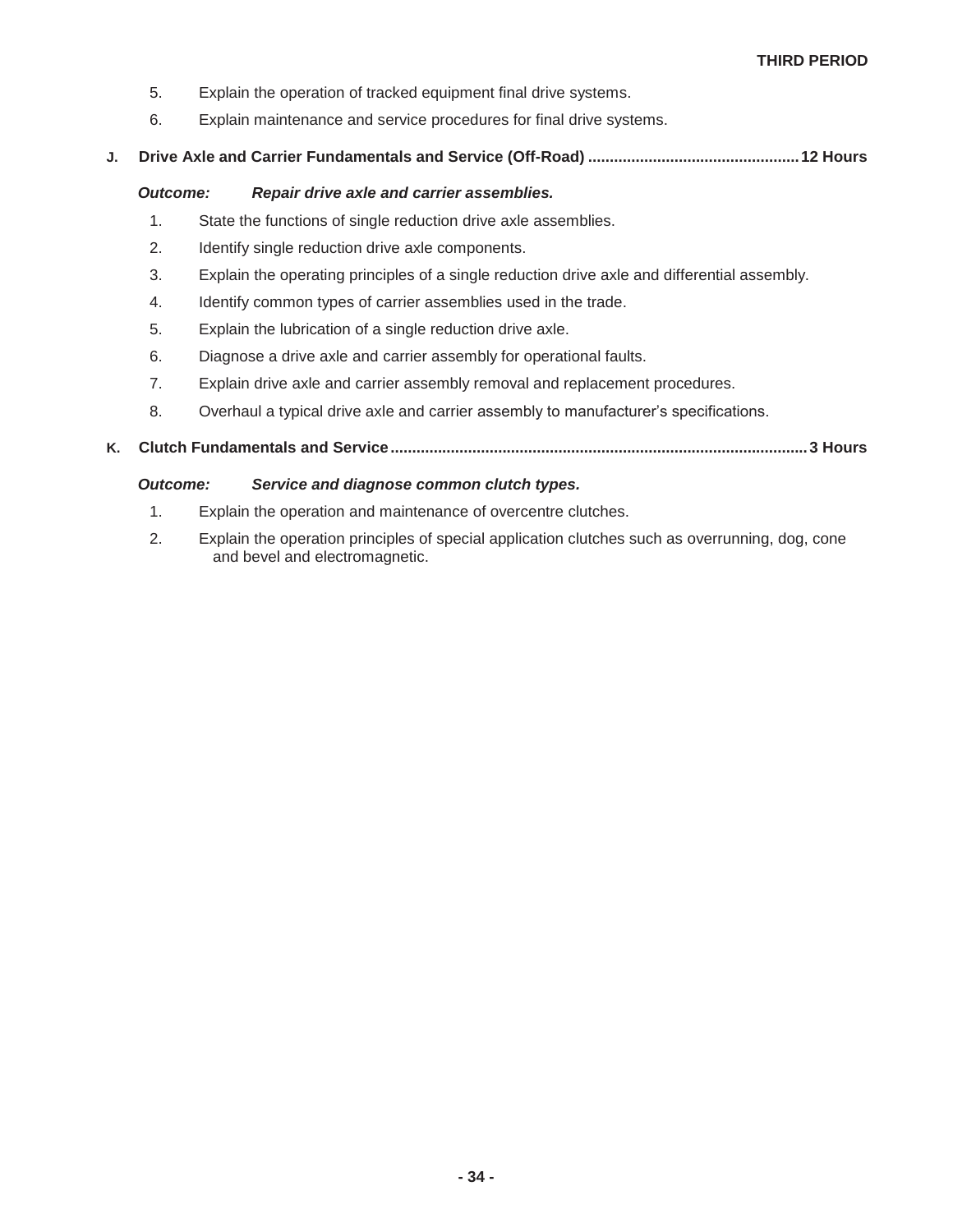5. Explain the operation of tracked equipment final drive systems.
6. Explain maintenance and service procedures for final drive systems.

**J. Drive Axle and Carrier Fundamentals and Service (Off-Road) ................................................ 12 Hours**

***Outcome: Repair drive axle and carrier assemblies.***

1. State the functions of single reduction drive axle assemblies.
2. Identify single reduction drive axle components.
3. Explain the operating principles of a single reduction drive axle and differential assembly.
4. Identify common types of carrier assemblies used in the trade.
5. Explain the lubrication of a single reduction drive axle.
6. Diagnose a drive axle and carrier assembly for operational faults.
7. Explain drive axle and carrier assembly removal and replacement procedures.
8. Overhaul a typical drive axle and carrier assembly to manufacturer's specifications.

**K. Clutch Fundamentals and Service ................................................................................................ 3 Hours**

***Outcome: Service and diagnose common clutch types.***

1. Explain the operation and maintenance of overcentre clutches.
2. Explain the operation principles of special application clutches such as overrunning, dog, cone and bevel and electromagnetic.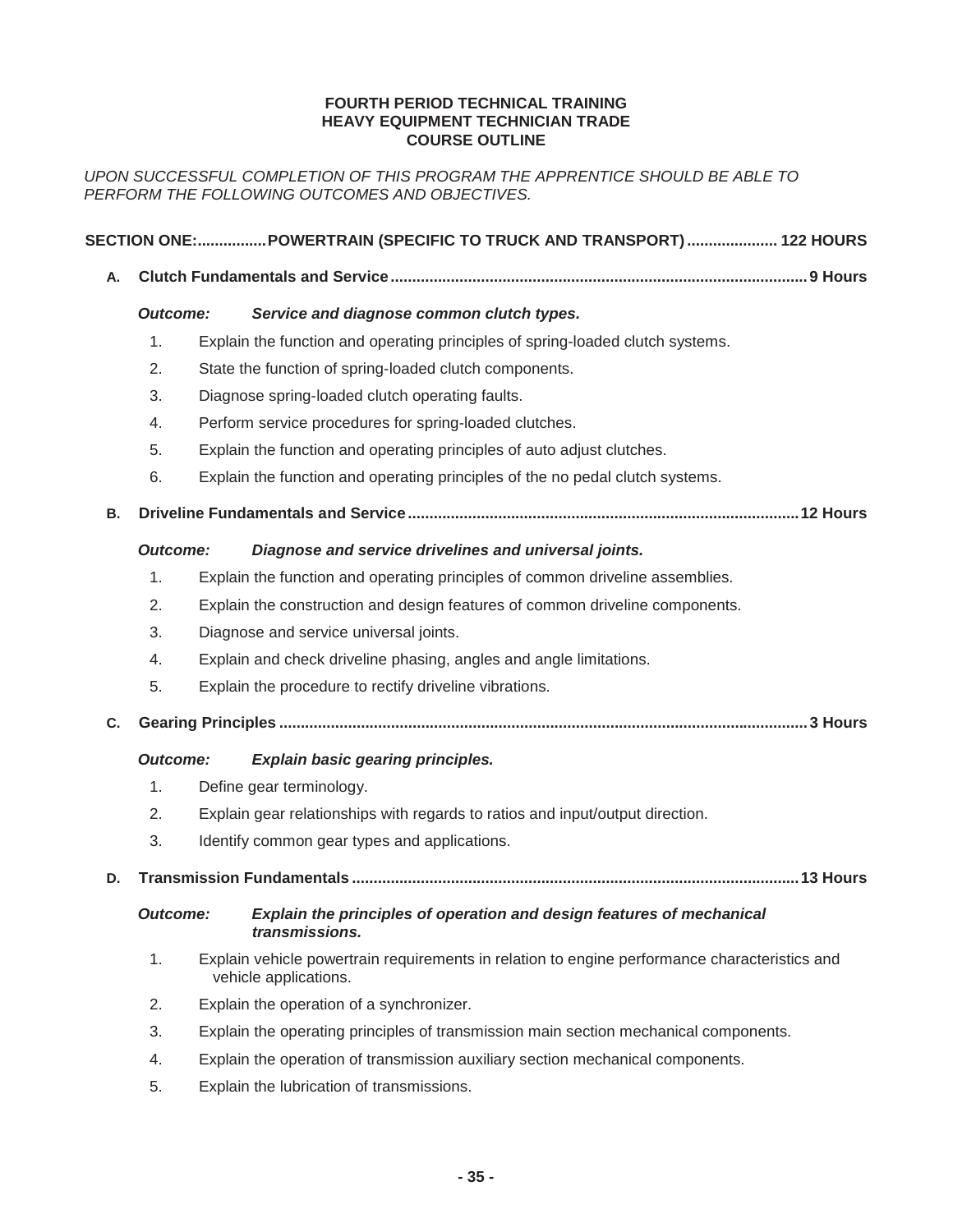**FOURTH PERIOD TECHNICAL TRAINING**
**HEAVY EQUIPMENT TECHNICIAN TRADE**
**COURSE OUTLINE**

*UPON SUCCESSFUL COMPLETION OF THIS PROGRAM THE APPRENTICE SHOULD BE ABLE TO PERFORM THE FOLLOWING OUTCOMES AND OBJECTIVES.*

## SECTION ONE:................POWERTRAIN (SPECIFIC TO TRUCK AND TRANSPORT)..................... 122 HOURS

### A. Clutch Fundamentals and Service...............................................................................................9 Hours

***Outcome:*** ***Service and diagnose common clutch types.***

1. Explain the function and operating principles of spring-loaded clutch systems.
2. State the function of spring-loaded clutch components.
3. Diagnose spring-loaded clutch operating faults.
4. Perform service procedures for spring-loaded clutches.
5. Explain the function and operating principles of auto adjust clutches.
6. Explain the function and operating principles of the no pedal clutch systems.

### B. Driveline Fundamentals and Service.........................................................................................12 Hours

***Outcome:*** ***Diagnose and service drivelines and universal joints.***

1. Explain the function and operating principles of common driveline assemblies.
2. Explain the construction and design features of common driveline components.
3. Diagnose and service universal joints.
4. Explain and check driveline phasing, angles and angle limitations.
5. Explain the procedure to rectify driveline vibrations.

### C. Gearing Principles........................................................................................................................3 Hours

***Outcome:*** ***Explain basic gearing principles.***

1. Define gear terminology.
2. Explain gear relationships with regards to ratios and input/output direction.
3. Identify common gear types and applications.

### D. Transmission Fundamentals.......................................................................................................13 Hours

***Outcome:*** ***Explain the principles of operation and design features of mechanical transmissions.***

1. Explain vehicle powertrain requirements in relation to engine performance characteristics and vehicle applications.
2. Explain the operation of a synchronizer.
3. Explain the operating principles of transmission main section mechanical components.
4. Explain the operation of transmission auxiliary section mechanical components.
5. Explain the lubrication of transmissions.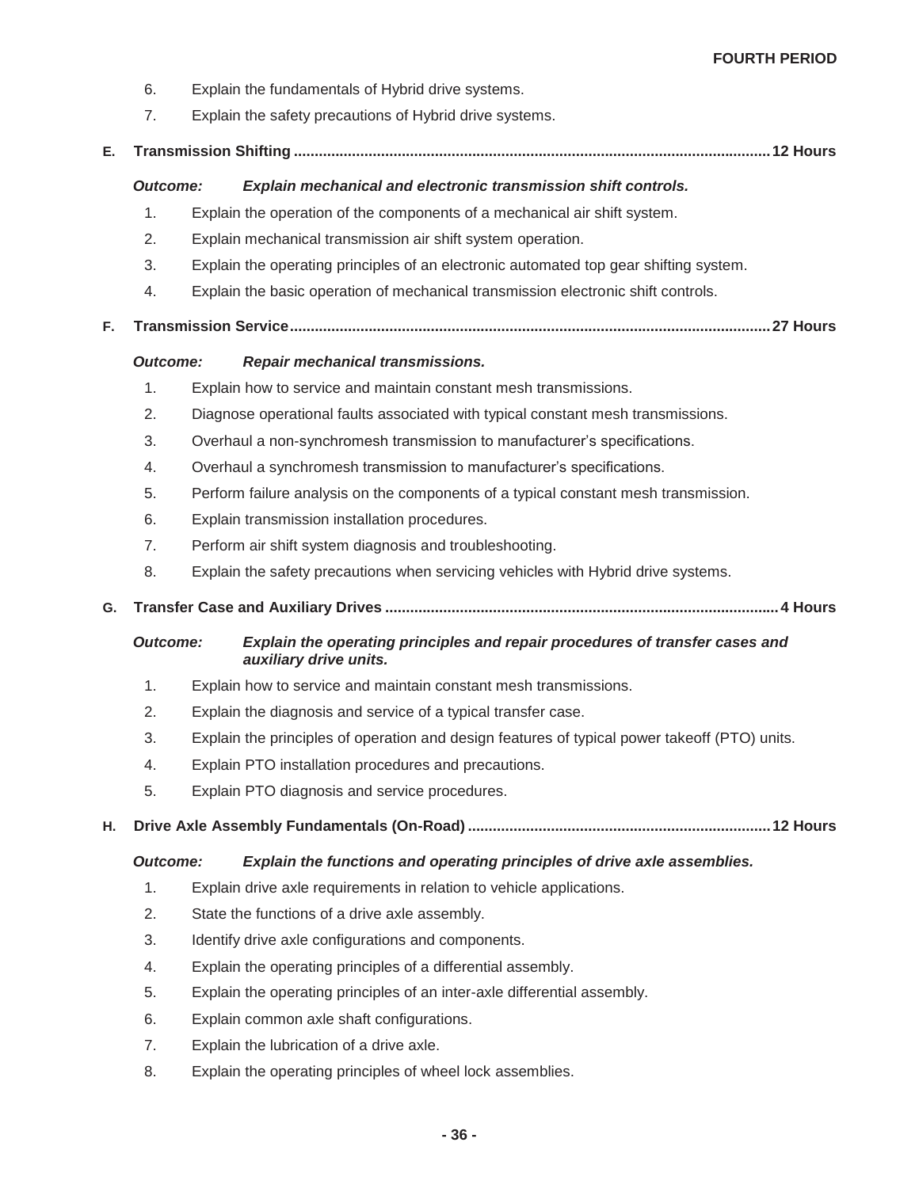6. Explain the fundamentals of Hybrid drive systems.
7. Explain the safety precautions of Hybrid drive systems.

**E. Transmission Shifting ........................................................................................................ 12 Hours**

***Outcome: Explain mechanical and electronic transmission shift controls.***

1. Explain the operation of the components of a mechanical air shift system.
2. Explain mechanical transmission air shift system operation.
3. Explain the operating principles of an electronic automated top gear shifting system.
4. Explain the basic operation of mechanical transmission electronic shift controls.

**F. Transmission Service ......................................................................................................... 27 Hours**

***Outcome: Repair mechanical transmissions.***

1. Explain how to service and maintain constant mesh transmissions.
2. Diagnose operational faults associated with typical constant mesh transmissions.
3. Overhaul a non-synchromesh transmission to manufacturer's specifications.
4. Overhaul a synchromesh transmission to manufacturer's specifications.
5. Perform failure analysis on the components of a typical constant mesh transmission.
6. Explain transmission installation procedures.
7. Perform air shift system diagnosis and troubleshooting.
8. Explain the safety precautions when servicing vehicles with Hybrid drive systems.

**G. Transfer Case and Auxiliary Drives ................................................................................... 4 Hours**

***Outcome: Explain the operating principles and repair procedures of transfer cases and auxiliary drive units.***

1. Explain how to service and maintain constant mesh transmissions.
2. Explain the diagnosis and service of a typical transfer case.
3. Explain the principles of operation and design features of typical power takeoff (PTO) units.
4. Explain PTO installation procedures and precautions.
5. Explain PTO diagnosis and service procedures.

**H. Drive Axle Assembly Fundamentals (On-Road) ............................................................... 12 Hours**

***Outcome: Explain the functions and operating principles of drive axle assemblies.***

1. Explain drive axle requirements in relation to vehicle applications.
2. State the functions of a drive axle assembly.
3. Identify drive axle configurations and components.
4. Explain the operating principles of a differential assembly.
5. Explain the operating principles of an inter-axle differential assembly.
6. Explain common axle shaft configurations.
7. Explain the lubrication of a drive axle.
8. Explain the operating principles of wheel lock assemblies.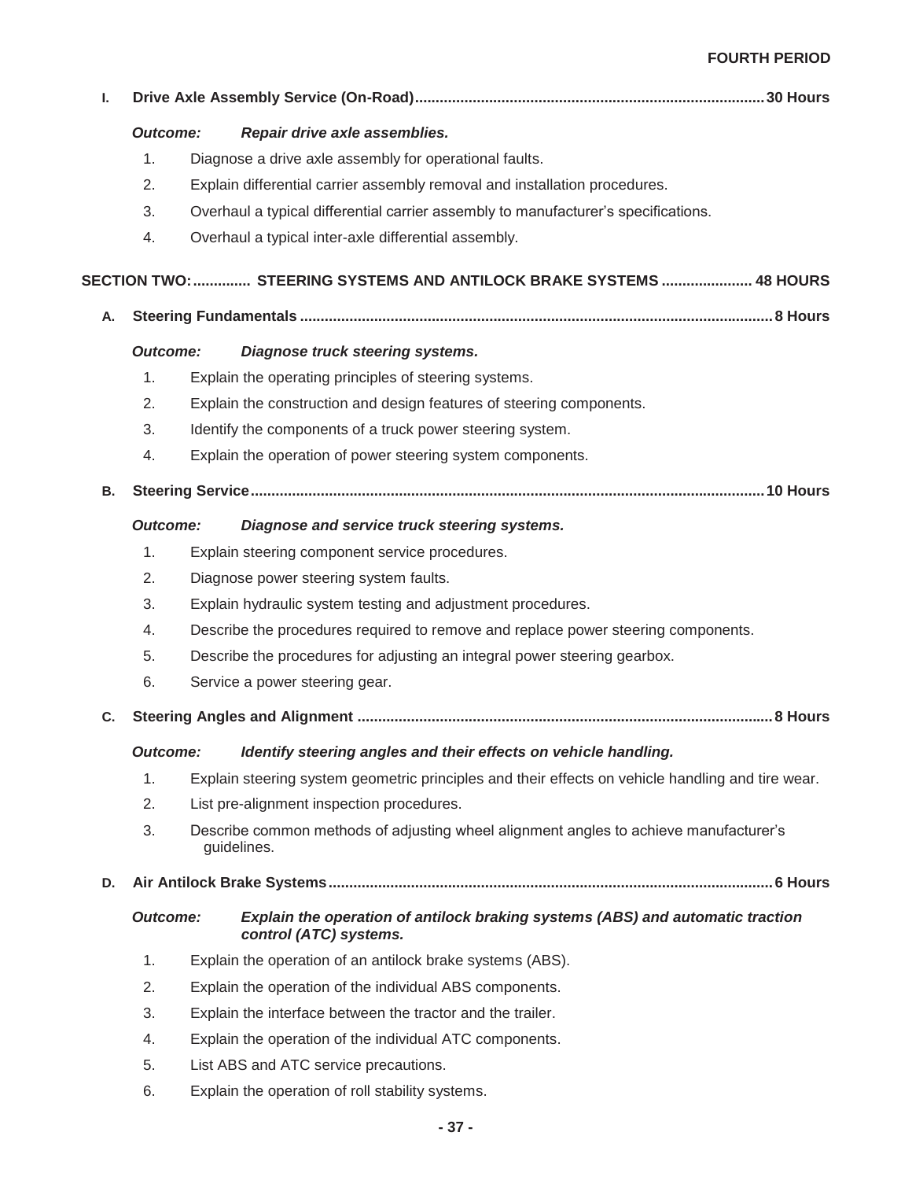**FOURTH PERIOD**

**I. Drive Axle Assembly Service (On-Road) ............ 30 Hours**

*Outcome:* ***Repair drive axle assemblies.***

1. Diagnose a drive axle assembly for operational faults.
2. Explain differential carrier assembly removal and installation procedures.
3. Overhaul a typical differential carrier assembly to manufacturer's specifications.
4. Overhaul a typical inter-axle differential assembly.

## SECTION TWO: .............. STEERING SYSTEMS AND ANTILOCK BRAKE SYSTEMS ...................... 48 HOURS

**A. Steering Fundamentals ............ 8 Hours**

*Outcome:* ***Diagnose truck steering systems.***

1. Explain the operating principles of steering systems.
2. Explain the construction and design features of steering components.
3. Identify the components of a truck power steering system.
4. Explain the operation of power steering system components.

**B. Steering Service ............ 10 Hours**

*Outcome:* ***Diagnose and service truck steering systems.***

1. Explain steering component service procedures.
2. Diagnose power steering system faults.
3. Explain hydraulic system testing and adjustment procedures.
4. Describe the procedures required to remove and replace power steering components.
5. Describe the procedures for adjusting an integral power steering gearbox.
6. Service a power steering gear.

**C. Steering Angles and Alignment ............ 8 Hours**

*Outcome:* ***Identify steering angles and their effects on vehicle handling.***

1. Explain steering system geometric principles and their effects on vehicle handling and tire wear.
2. List pre-alignment inspection procedures.
3. Describe common methods of adjusting wheel alignment angles to achieve manufacturer's guidelines.

**D. Air Antilock Brake Systems ............ 6 Hours**

*Outcome:* ***Explain the operation of antilock braking systems (ABS) and automatic traction control (ATC) systems.***

1. Explain the operation of an antilock brake systems (ABS).
2. Explain the operation of the individual ABS components.
3. Explain the interface between the tractor and the trailer.
4. Explain the operation of the individual ATC components.
5. List ABS and ATC service precautions.
6. Explain the operation of roll stability systems.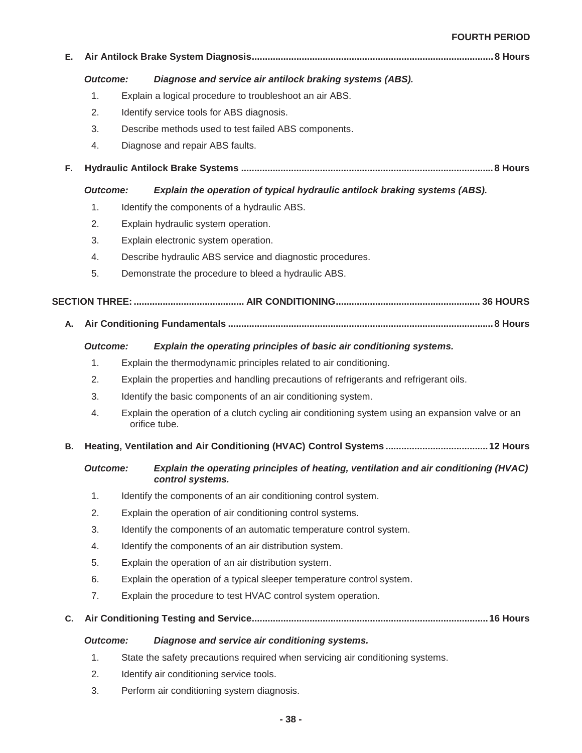**E. Air Antilock Brake System Diagnosis.......................................................................................... 8 Hours**

***Outcome:*** ***Diagnose and service air antilock braking systems (ABS).***

1. Explain a logical procedure to troubleshoot an air ABS.
2. Identify service tools for ABS diagnosis.
3. Describe methods used to test failed ABS components.
4. Diagnose and repair ABS faults.

**F. Hydraulic Antilock Brake Systems .............................................................................................. 8 Hours**

***Outcome:*** ***Explain the operation of typical hydraulic antilock braking systems (ABS).***

1. Identify the components of a hydraulic ABS.
2. Explain hydraulic system operation.
3. Explain electronic system operation.
4. Describe hydraulic ABS service and diagnostic procedures.
5. Demonstrate the procedure to bleed a hydraulic ABS.

## SECTION THREE: .......................................... AIR CONDITIONING ...................................................... 36 HOURS

**A. Air Conditioning Fundamentals .................................................................................................... 8 Hours**

***Outcome:*** ***Explain the operating principles of basic air conditioning systems.***

1. Explain the thermodynamic principles related to air conditioning.
2. Explain the properties and handling precautions of refrigerants and refrigerant oils.
3. Identify the basic components of an air conditioning system.
4. Explain the operation of a clutch cycling air conditioning system using an expansion valve or an orifice tube.

**B. Heating, Ventilation and Air Conditioning (HVAC) Control Systems ....................................... 12 Hours**

***Outcome:*** ***Explain the operating principles of heating, ventilation and air conditioning (HVAC) control systems.***

1. Identify the components of an air conditioning control system.
2. Explain the operation of air conditioning control systems.
3. Identify the components of an automatic temperature control system.
4. Identify the components of an air distribution system.
5. Explain the operation of an air distribution system.
6. Explain the operation of a typical sleeper temperature control system.
7. Explain the procedure to test HVAC control system operation.

**C. Air Conditioning Testing and Service......................................................................................... 16 Hours**

***Outcome:*** ***Diagnose and service air conditioning systems.***

1. State the safety precautions required when servicing air conditioning systems.
2. Identify air conditioning service tools.
3. Perform air conditioning system diagnosis.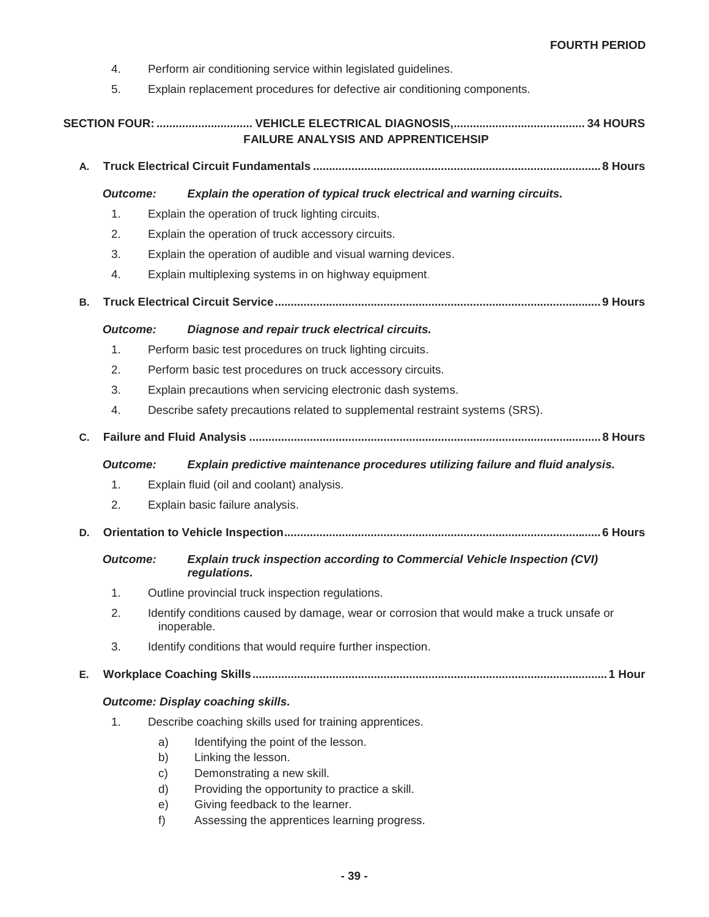4. Perform air conditioning service within legislated guidelines.
5. Explain replacement procedures for defective air conditioning components.

## SECTION FOUR: ............................. VEHICLE ELECTRICAL DIAGNOSIS, FAILURE ANALYSIS AND APPRENTICEHSIP ......................................... 34 HOURS

### A. Truck Electrical Circuit Fundamentals ......................................................................................... 8 Hours

***Outcome:*** ***Explain the operation of typical truck electrical and warning circuits.***

1. Explain the operation of truck lighting circuits.
2. Explain the operation of truck accessory circuits.
3. Explain the operation of audible and visual warning devices.
4. Explain multiplexing systems in on highway equipment.

### B. Truck Electrical Circuit Service ..................................................................................................... 9 Hours

***Outcome:*** ***Diagnose and repair truck electrical circuits.***

1. Perform basic test procedures on truck lighting circuits.
2. Perform basic test procedures on truck accessory circuits.
3. Explain precautions when servicing electronic dash systems.
4. Describe safety precautions related to supplemental restraint systems (SRS).

### C. Failure and Fluid Analysis ............................................................................................................ 8 Hours

***Outcome:*** ***Explain predictive maintenance procedures utilizing failure and fluid analysis.***

1. Explain fluid (oil and coolant) analysis.
2. Explain basic failure analysis.

### D. Orientation to Vehicle Inspection ................................................................................................. 6 Hours

***Outcome:*** ***Explain truck inspection according to Commercial Vehicle Inspection (CVI) regulations.***

1. Outline provincial truck inspection regulations.
2. Identify conditions caused by damage, wear or corrosion that would make a truck unsafe or inoperable.
3. Identify conditions that would require further inspection.

### E. Workplace Coaching Skills ............................................................................................................. 1 Hour

***Outcome: Display coaching skills.***

1. Describe coaching skills used for training apprentices.
   a) Identifying the point of the lesson.
   b) Linking the lesson.
   c) Demonstrating a new skill.
   d) Providing the opportunity to practice a skill.
   e) Giving feedback to the learner.
   f) Assessing the apprentices learning progress.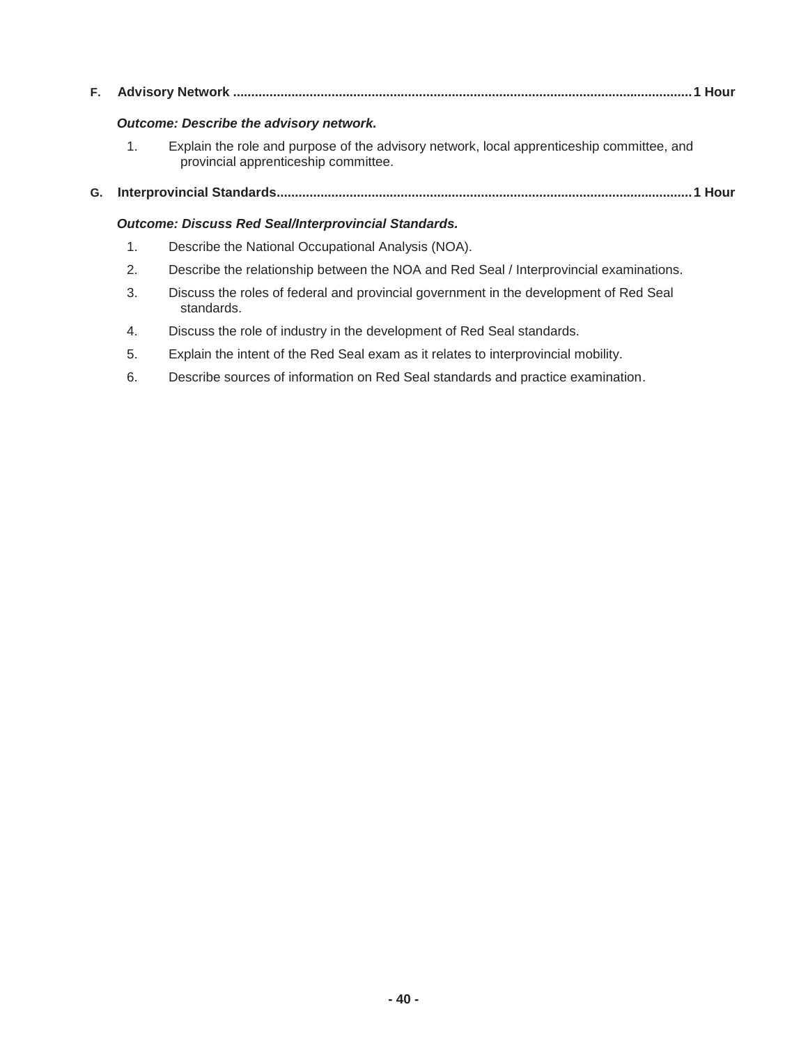**F. Advisory Network ............................................................................................................................1 Hour**

***Outcome: Describe the advisory network.***

1. Explain the role and purpose of the advisory network, local apprenticeship committee, and provincial apprenticeship committee.

**G. Interprovincial Standards................................................................................................................1 Hour**

***Outcome: Discuss Red Seal/Interprovincial Standards.***

1. Describe the National Occupational Analysis (NOA).
2. Describe the relationship between the NOA and Red Seal / Interprovincial examinations.
3. Discuss the roles of federal and provincial government in the development of Red Seal standards.
4. Discuss the role of industry in the development of Red Seal standards.
5. Explain the intent of the Red Seal exam as it relates to interprovincial mobility.
6. Describe sources of information on Red Seal standards and practice examination.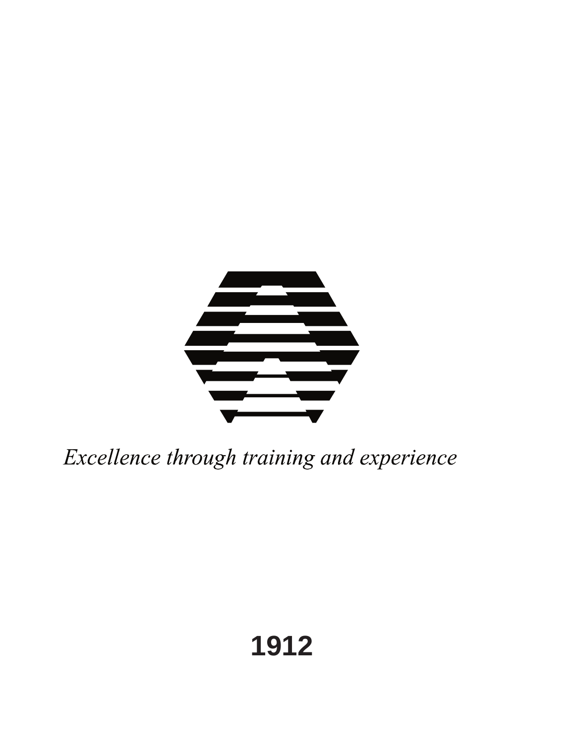*Excellence through training and experience*

**1912**